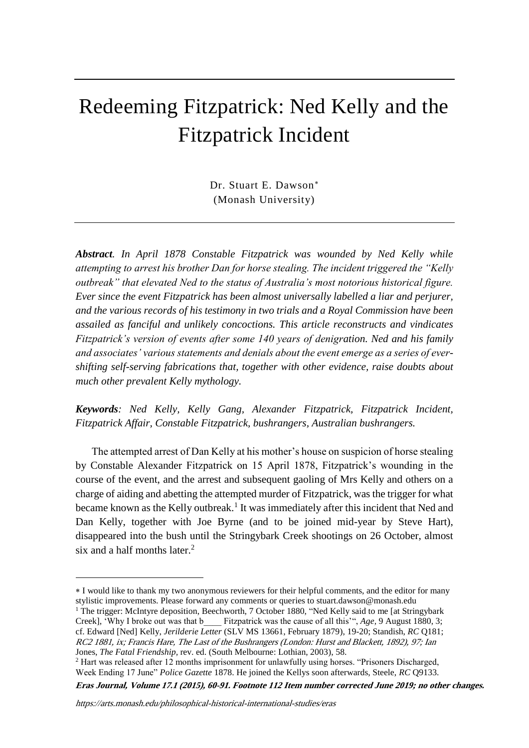# Redeeming Fitzpatrick: Ned Kelly and the Fitzpatrick Incident

Dr. Stuart E. Dawson*
(Monash University)

***Abstract**. In April 1878 Constable Fitzpatrick was wounded by Ned Kelly while attempting to arrest his brother Dan for horse stealing. The incident triggered the "Kelly outbreak" that elevated Ned to the status of Australia's most notorious historical figure. Ever since the event Fitzpatrick has been almost universally labelled a liar and perjurer, and the various records of his testimony in two trials and a Royal Commission have been assailed as fanciful and unlikely concoctions. This article reconstructs and vindicates Fitzpatrick's version of events after some 140 years of denigration. Ned and his family and associates' various statements and denials about the event emerge as a series of ever-shifting self-serving fabrications that, together with other evidence, raise doubts about much other prevalent Kelly mythology.*

***Keywords**: Ned Kelly, Kelly Gang, Alexander Fitzpatrick, Fitzpatrick Incident, Fitzpatrick Affair, Constable Fitzpatrick, bushrangers, Australian bushrangers.*

The attempted arrest of Dan Kelly at his mother's house on suspicion of horse stealing by Constable Alexander Fitzpatrick on 15 April 1878, Fitzpatrick's wounding in the course of the event, and the arrest and subsequent gaoling of Mrs Kelly and others on a charge of aiding and abetting the attempted murder of Fitzpatrick, was the trigger for what became known as the Kelly outbreak.[1] It was immediately after this incident that Ned and Dan Kelly, together with Joe Byrne (and to be joined mid-year by Steve Hart), disappeared into the bush until the Stringybark Creek shootings on 26 October, almost six and a half months later.[2]

---

* I would like to thank my two anonymous reviewers for their helpful comments, and the editor for many stylistic improvements. Please forward any comments or queries to stuart.dawson@monash.edu

[1] The trigger: McIntyre deposition, Beechworth, 7 October 1880, "Ned Kelly said to me [at Stringybark Creek], 'Why I broke out was that b____ Fitzpatrick was the cause of all this'", *Age*, 9 August 1880, 3; cf. Edward [Ned] Kelly, *Jerilderie Letter* (SLV MS 13661, February 1879), 19-20; Standish, *RC* Q181; *RC2 1881, ix; Francis Hare, The Last of the Bushrangers (London: Hurst and Blackett, 1892), 97; Ian* Jones, *The Fatal Friendship*, rev. ed. (South Melbourne: Lothian, 2003), 58.

[2] Hart was released after 12 months imprisonment for unlawfully using horses. "Prisoners Discharged, Week Ending 17 June" *Police Gazette* 1878. He joined the Kellys soon afterwards, Steele, *RC* Q9133.

***Eras Journal, Volume 17.1 (2015), 60-91. Footnote 112 Item number corrected June 2019; no other changes.***

*https://arts.monash.edu/philosophical-historical-international-studies/eras*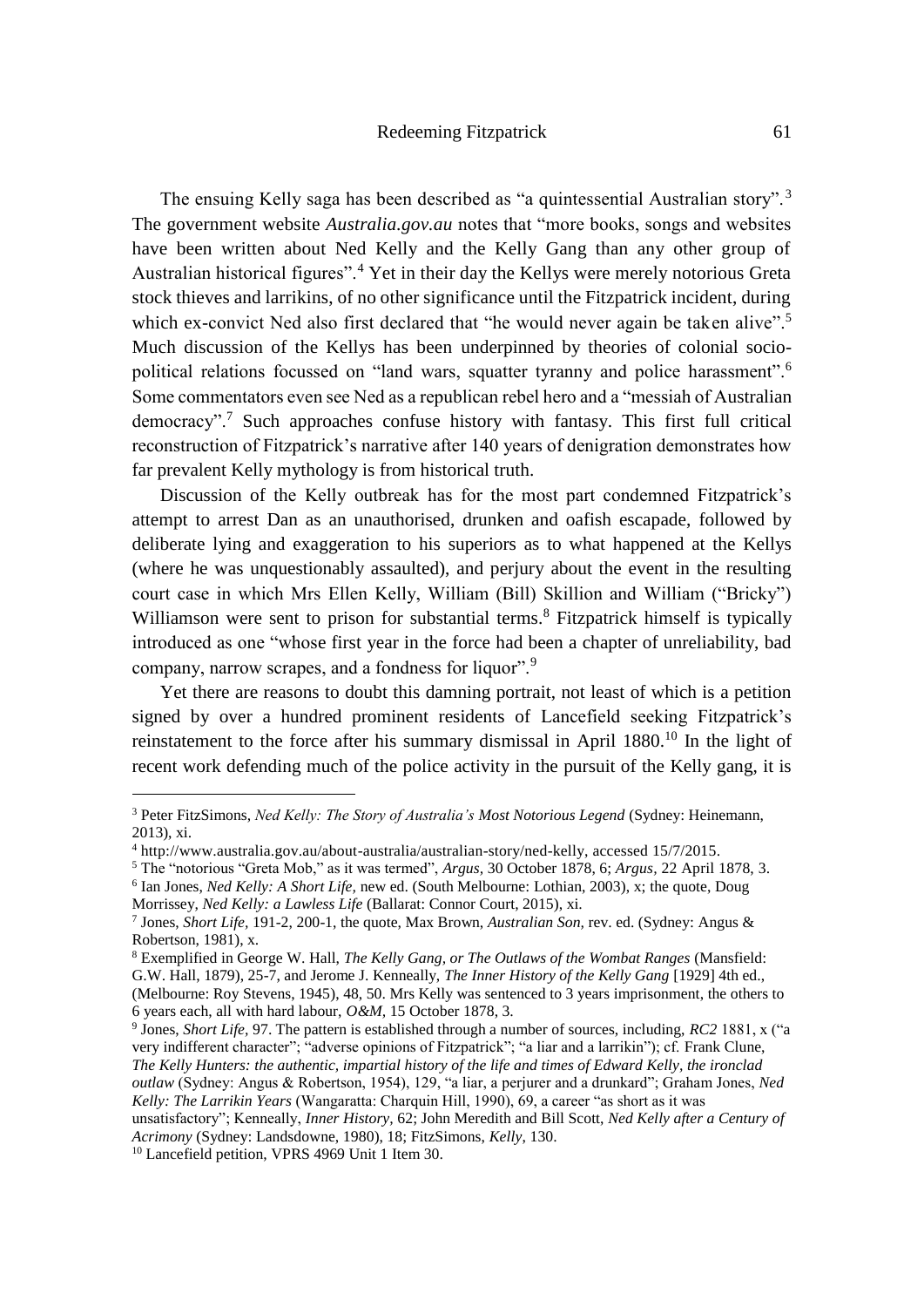The ensuing Kelly saga has been described as "a quintessential Australian story".[3] The government website *Australia.gov.au* notes that "more books, songs and websites have been written about Ned Kelly and the Kelly Gang than any other group of Australian historical figures".[4] Yet in their day the Kellys were merely notorious Greta stock thieves and larrikins, of no other significance until the Fitzpatrick incident, during which ex-convict Ned also first declared that "he would never again be taken alive".[5] Much discussion of the Kellys has been underpinned by theories of colonial socio-political relations focussed on "land wars, squatter tyranny and police harassment".[6] Some commentators even see Ned as a republican rebel hero and a "messiah of Australian democracy".[7] Such approaches confuse history with fantasy. This first full critical reconstruction of Fitzpatrick's narrative after 140 years of denigration demonstrates how far prevalent Kelly mythology is from historical truth.

Discussion of the Kelly outbreak has for the most part condemned Fitzpatrick's attempt to arrest Dan as an unauthorised, drunken and oafish escapade, followed by deliberate lying and exaggeration to his superiors as to what happened at the Kellys (where he was unquestionably assaulted), and perjury about the event in the resulting court case in which Mrs Ellen Kelly, William (Bill) Skillion and William ("Bricky") Williamson were sent to prison for substantial terms.[8] Fitzpatrick himself is typically introduced as one "whose first year in the force had been a chapter of unreliability, bad company, narrow scrapes, and a fondness for liquor".[9]

Yet there are reasons to doubt this damning portrait, not least of which is a petition signed by over a hundred prominent residents of Lancefield seeking Fitzpatrick's reinstatement to the force after his summary dismissal in April 1880.[10] In the light of recent work defending much of the police activity in the pursuit of the Kelly gang, it is

---

[3] Peter FitzSimons, *Ned Kelly: The Story of Australia's Most Notorious Legend* (Sydney: Heinemann, 2013), xi.

[4] http://www.australia.gov.au/about-australia/australian-story/ned-kelly, accessed 15/7/2015.

[5] The "notorious "Greta Mob," as it was termed", *Argus,* 30 October 1878, 6; *Argus,* 22 April 1878, 3.

[6] Ian Jones, *Ned Kelly: A Short Life,* new ed. (South Melbourne: Lothian, 2003), x; the quote, Doug Morrissey, *Ned Kelly: a Lawless Life* (Ballarat: Connor Court, 2015), xi.

[7] Jones, *Short Life,* 191-2, 200-1, the quote, Max Brown, *Australian Son,* rev. ed. (Sydney: Angus & Robertson, 1981), x.

[8] Exemplified in George W. Hall, *The Kelly Gang, or The Outlaws of the Wombat Ranges* (Mansfield: G.W. Hall, 1879), 25-7, and Jerome J. Kenneally, *The Inner History of the Kelly Gang* [1929] 4th ed., (Melbourne: Roy Stevens, 1945), 48, 50. Mrs Kelly was sentenced to 3 years imprisonment, the others to 6 years each, all with hard labour, *O&M,* 15 October 1878, 3.

[9] Jones, *Short Life,* 97. The pattern is established through a number of sources, including, *RC2* 1881, x ("a very indifferent character"; "adverse opinions of Fitzpatrick"; "a liar and a larrikin"); cf. Frank Clune, *The Kelly Hunters: the authentic, impartial history of the life and times of Edward Kelly, the ironclad outlaw* (Sydney: Angus & Robertson, 1954), 129, "a liar, a perjurer and a drunkard"; Graham Jones, *Ned Kelly: The Larrikin Years* (Wangaratta: Charquin Hill, 1990), 69, a career "as short as it was unsatisfactory"; Kenneally, *Inner History,* 62; John Meredith and Bill Scott, *Ned Kelly after a Century of Acrimony* (Sydney: Landsdowne, 1980), 18; FitzSimons, *Kelly,* 130.

[10] Lancefield petition, VPRS 4969 Unit 1 Item 30.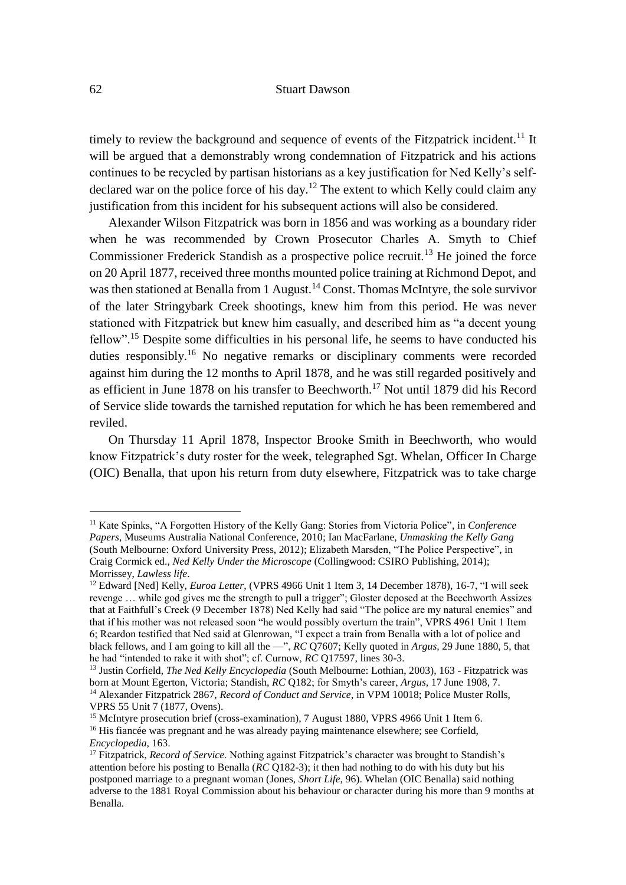timely to review the background and sequence of events of the Fitzpatrick incident.[11] It will be argued that a demonstrably wrong condemnation of Fitzpatrick and his actions continues to be recycled by partisan historians as a key justification for Ned Kelly's self-declared war on the police force of his day.[12] The extent to which Kelly could claim any justification from this incident for his subsequent actions will also be considered.

Alexander Wilson Fitzpatrick was born in 1856 and was working as a boundary rider when he was recommended by Crown Prosecutor Charles A. Smyth to Chief Commissioner Frederick Standish as a prospective police recruit.[13] He joined the force on 20 April 1877, received three months mounted police training at Richmond Depot, and was then stationed at Benalla from 1 August.[14] Const. Thomas McIntyre, the sole survivor of the later Stringybark Creek shootings, knew him from this period. He was never stationed with Fitzpatrick but knew him casually, and described him as "a decent young fellow".[15] Despite some difficulties in his personal life, he seems to have conducted his duties responsibly.[16] No negative remarks or disciplinary comments were recorded against him during the 12 months to April 1878, and he was still regarded positively and as efficient in June 1878 on his transfer to Beechworth.[17] Not until 1879 did his Record of Service slide towards the tarnished reputation for which he has been remembered and reviled.

On Thursday 11 April 1878, Inspector Brooke Smith in Beechworth, who would know Fitzpatrick's duty roster for the week, telegraphed Sgt. Whelan, Officer In Charge (OIC) Benalla, that upon his return from duty elsewhere, Fitzpatrick was to take charge

---

[11] Kate Spinks, "A Forgotten History of the Kelly Gang: Stories from Victoria Police", in *Conference Papers*, Museums Australia National Conference, 2010; Ian MacFarlane, *Unmasking the Kelly Gang* (South Melbourne: Oxford University Press, 2012); Elizabeth Marsden, "The Police Perspective", in Craig Cormick ed., *Ned Kelly Under the Microscope* (Collingwood: CSIRO Publishing, 2014); Morrissey, *Lawless life*.

[12] Edward [Ned] Kelly, *Euroa Letter*, (VPRS 4966 Unit 1 Item 3, 14 December 1878), 16-7, "I will seek revenge … while god gives me the strength to pull a trigger"; Gloster deposed at the Beechworth Assizes that at Faithfull's Creek (9 December 1878) Ned Kelly had said "The police are my natural enemies" and that if his mother was not released soon "he would possibly overturn the train", VPRS 4961 Unit 1 Item 6; Reardon testified that Ned said at Glenrowan, "I expect a train from Benalla with a lot of police and black fellows, and I am going to kill all the —", *RC* Q7607; Kelly quoted in *Argus*, 29 June 1880, 5, that he had "intended to rake it with shot"; cf. Curnow, *RC* Q17597, lines 30-3.

[13] Justin Corfield, *The Ned Kelly Encyclopedia* (South Melbourne: Lothian, 2003), 163 - Fitzpatrick was born at Mount Egerton, Victoria; Standish, *RC* Q182; for Smyth's career, *Argus*, 17 June 1908, 7.

[14] Alexander Fitzpatrick 2867, *Record of Conduct and Service*, in VPM 10018; Police Muster Rolls, VPRS 55 Unit 7 (1877, Ovens).

[15] McIntyre prosecution brief (cross-examination), 7 August 1880, VPRS 4966 Unit 1 Item 6.

[16] His fiancée was pregnant and he was already paying maintenance elsewhere; see Corfield, *Encyclopedia*, 163.

[17] Fitzpatrick, *Record of Service*. Nothing against Fitzpatrick's character was brought to Standish's attention before his posting to Benalla (*RC* Q182-3); it then had nothing to do with his duty but his postponed marriage to a pregnant woman (Jones, *Short Life*, 96). Whelan (OIC Benalla) said nothing adverse to the 1881 Royal Commission about his behaviour or character during his more than 9 months at Benalla.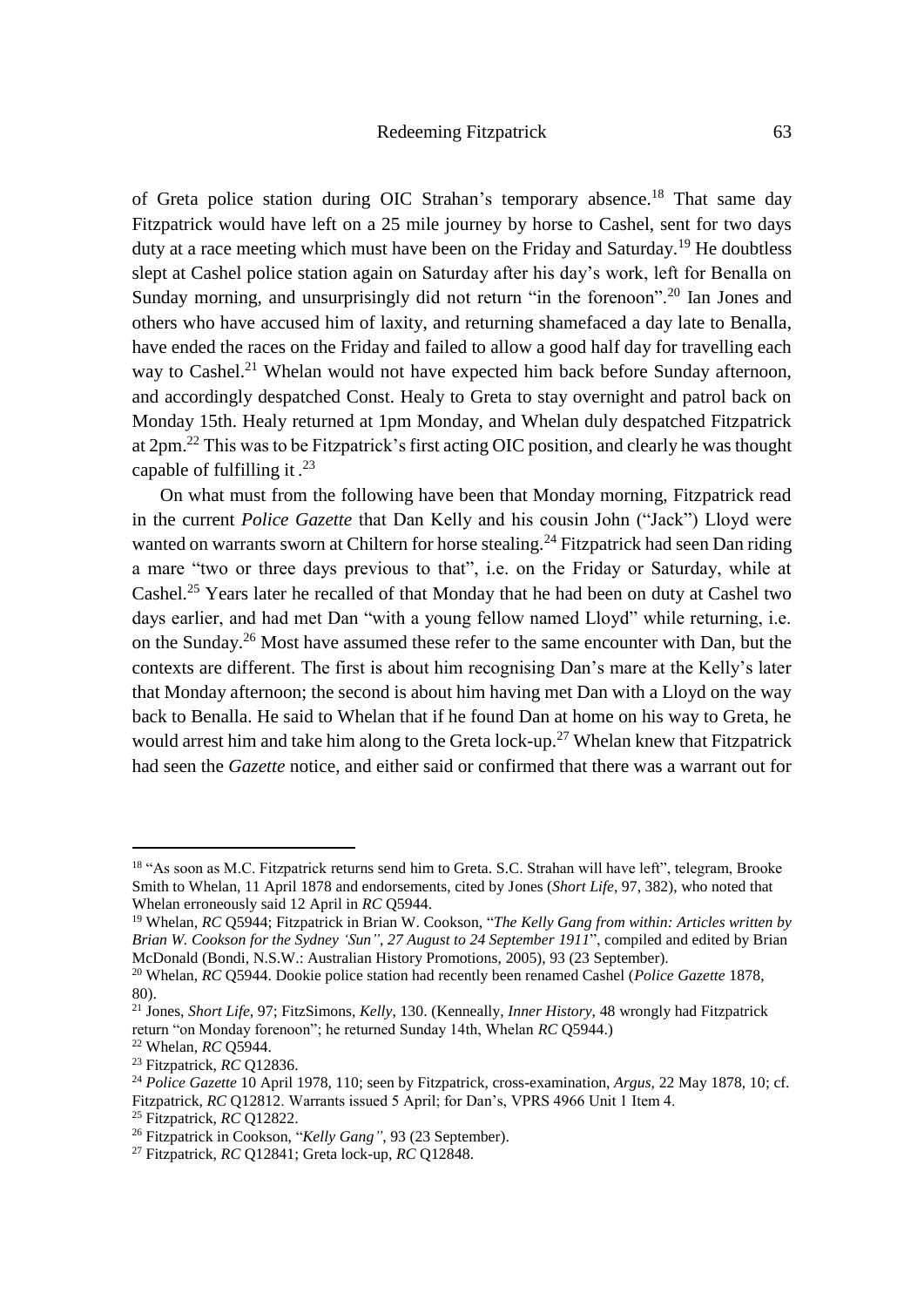of Greta police station during OIC Strahan's temporary absence.[18] That same day Fitzpatrick would have left on a 25 mile journey by horse to Cashel, sent for two days duty at a race meeting which must have been on the Friday and Saturday.[19] He doubtless slept at Cashel police station again on Saturday after his day's work, left for Benalla on Sunday morning, and unsurprisingly did not return "in the forenoon".[20] Ian Jones and others who have accused him of laxity, and returning shamefaced a day late to Benalla, have ended the races on the Friday and failed to allow a good half day for travelling each way to Cashel.[21] Whelan would not have expected him back before Sunday afternoon, and accordingly despatched Const. Healy to Greta to stay overnight and patrol back on Monday 15th. Healy returned at 1pm Monday, and Whelan duly despatched Fitzpatrick at 2pm.[22] This was to be Fitzpatrick's first acting OIC position, and clearly he was thought capable of fulfilling it .[23]

On what must from the following have been that Monday morning, Fitzpatrick read in the current *Police Gazette* that Dan Kelly and his cousin John ("Jack") Lloyd were wanted on warrants sworn at Chiltern for horse stealing.[24] Fitzpatrick had seen Dan riding a mare "two or three days previous to that", i.e. on the Friday or Saturday, while at Cashel.[25] Years later he recalled of that Monday that he had been on duty at Cashel two days earlier, and had met Dan "with a young fellow named Lloyd" while returning, i.e. on the Sunday.[26] Most have assumed these refer to the same encounter with Dan, but the contexts are different. The first is about him recognising Dan's mare at the Kelly's later that Monday afternoon; the second is about him having met Dan with a Lloyd on the way back to Benalla. He said to Whelan that if he found Dan at home on his way to Greta, he would arrest him and take him along to the Greta lock-up.[27] Whelan knew that Fitzpatrick had seen the *Gazette* notice, and either said or confirmed that there was a warrant out for

---

[18] "As soon as M.C. Fitzpatrick returns send him to Greta. S.C. Strahan will have left", telegram, Brooke Smith to Whelan, 11 April 1878 and endorsements, cited by Jones (*Short Life*, 97, 382), who noted that Whelan erroneously said 12 April in *RC* Q5944.

[19] Whelan, *RC* Q5944; Fitzpatrick in Brian W. Cookson, "*The Kelly Gang from within: Articles written by Brian W. Cookson for the Sydney 'Sun", 27 August to 24 September 1911*", compiled and edited by Brian McDonald (Bondi, N.S.W.: Australian History Promotions, 2005), 93 (23 September).

[20] Whelan, *RC* Q5944. Dookie police station had recently been renamed Cashel (*Police Gazette* 1878, 80).

[21] Jones, *Short Life,* 97; FitzSimons, *Kelly,* 130. (Kenneally, *Inner History,* 48 wrongly had Fitzpatrick return "on Monday forenoon"; he returned Sunday 14th, Whelan *RC* Q5944.)

[22] Whelan, *RC* Q5944.

[23] Fitzpatrick, *RC* Q12836.

[24] *Police Gazette* 10 April 1978, 110; seen by Fitzpatrick, cross-examination, *Argus,* 22 May 1878, 10; cf. Fitzpatrick, *RC* Q12812. Warrants issued 5 April; for Dan's, VPRS 4966 Unit 1 Item 4.

[25] Fitzpatrick, *RC* Q12822.

[26] Fitzpatrick in Cookson, "*Kelly Gang"*, 93 (23 September).

[27] Fitzpatrick, *RC* Q12841; Greta lock-up, *RC* Q12848.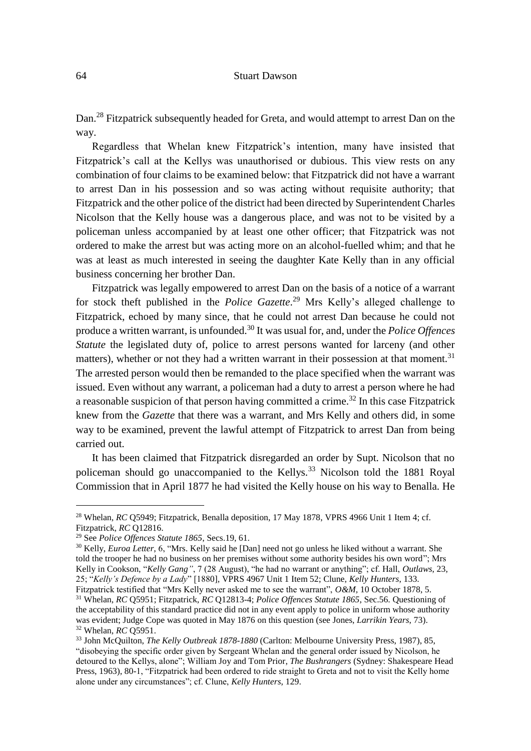Dan.[28] Fitzpatrick subsequently headed for Greta, and would attempt to arrest Dan on the way.

Regardless that Whelan knew Fitzpatrick's intention, many have insisted that Fitzpatrick's call at the Kellys was unauthorised or dubious. This view rests on any combination of four claims to be examined below: that Fitzpatrick did not have a warrant to arrest Dan in his possession and so was acting without requisite authority; that Fitzpatrick and the other police of the district had been directed by Superintendent Charles Nicolson that the Kelly house was a dangerous place, and was not to be visited by a policeman unless accompanied by at least one other officer; that Fitzpatrick was not ordered to make the arrest but was acting more on an alcohol-fuelled whim; and that he was at least as much interested in seeing the daughter Kate Kelly than in any official business concerning her brother Dan.

Fitzpatrick was legally empowered to arrest Dan on the basis of a notice of a warrant for stock theft published in the *Police Gazette*.[29] Mrs Kelly's alleged challenge to Fitzpatrick, echoed by many since, that he could not arrest Dan because he could not produce a written warrant, is unfounded.[30] It was usual for, and, under the *Police Offences Statute* the legislated duty of, police to arrest persons wanted for larceny (and other matters), whether or not they had a written warrant in their possession at that moment.[31] The arrested person would then be remanded to the place specified when the warrant was issued. Even without any warrant, a policeman had a duty to arrest a person where he had a reasonable suspicion of that person having committed a crime.[32] In this case Fitzpatrick knew from the *Gazette* that there was a warrant, and Mrs Kelly and others did, in some way to be examined, prevent the lawful attempt of Fitzpatrick to arrest Dan from being carried out.

It has been claimed that Fitzpatrick disregarded an order by Supt. Nicolson that no policeman should go unaccompanied to the Kellys.[33] Nicolson told the 1881 Royal Commission that in April 1877 he had visited the Kelly house on his way to Benalla. He

---

[28] Whelan, *RC* Q5949; Fitzpatrick, Benalla deposition, 17 May 1878, VPRS 4966 Unit 1 Item 4; cf. Fitzpatrick, *RC* Q12816.

[29] See *Police Offences Statute 1865*, Secs.19, 61.

[30] Kelly, *Euroa Letter*, 6, "Mrs. Kelly said he [Dan] need not go unless he liked without a warrant. She told the trooper he had no business on her premises without some authority besides his own word"; Mrs Kelly in Cookson, "*Kelly Gang"*, 7 (28 August), "he had no warrant or anything"; cf. Hall, *Outlaws*, 23, 25; "*Kelly's Defence by a Lady*" [1880], VPRS 4967 Unit 1 Item 52; Clune, *Kelly Hunters*, 133. Fitzpatrick testified that "Mrs Kelly never asked me to see the warrant", *O&M*, 10 October 1878, 5.

[31] Whelan, *RC* Q5951; Fitzpatrick, *RC* Q12813-4; *Police Offences Statute 1865*, Sec.56. Questioning of the acceptability of this standard practice did not in any event apply to police in uniform whose authority was evident; Judge Cope was quoted in May 1876 on this question (see Jones, *Larrikin Years*, 73).

[32] Whelan, *RC* Q5951.

[33] John McQuilton, *The Kelly Outbreak 1878-1880* (Carlton: Melbourne University Press, 1987), 85, "disobeying the specific order given by Sergeant Whelan and the general order issued by Nicolson, he detoured to the Kellys, alone"; William Joy and Tom Prior, *The Bushrangers* (Sydney: Shakespeare Head Press, 1963), 80-1, "Fitzpatrick had been ordered to ride straight to Greta and not to visit the Kelly home alone under any circumstances"; cf. Clune, *Kelly Hunters*, 129.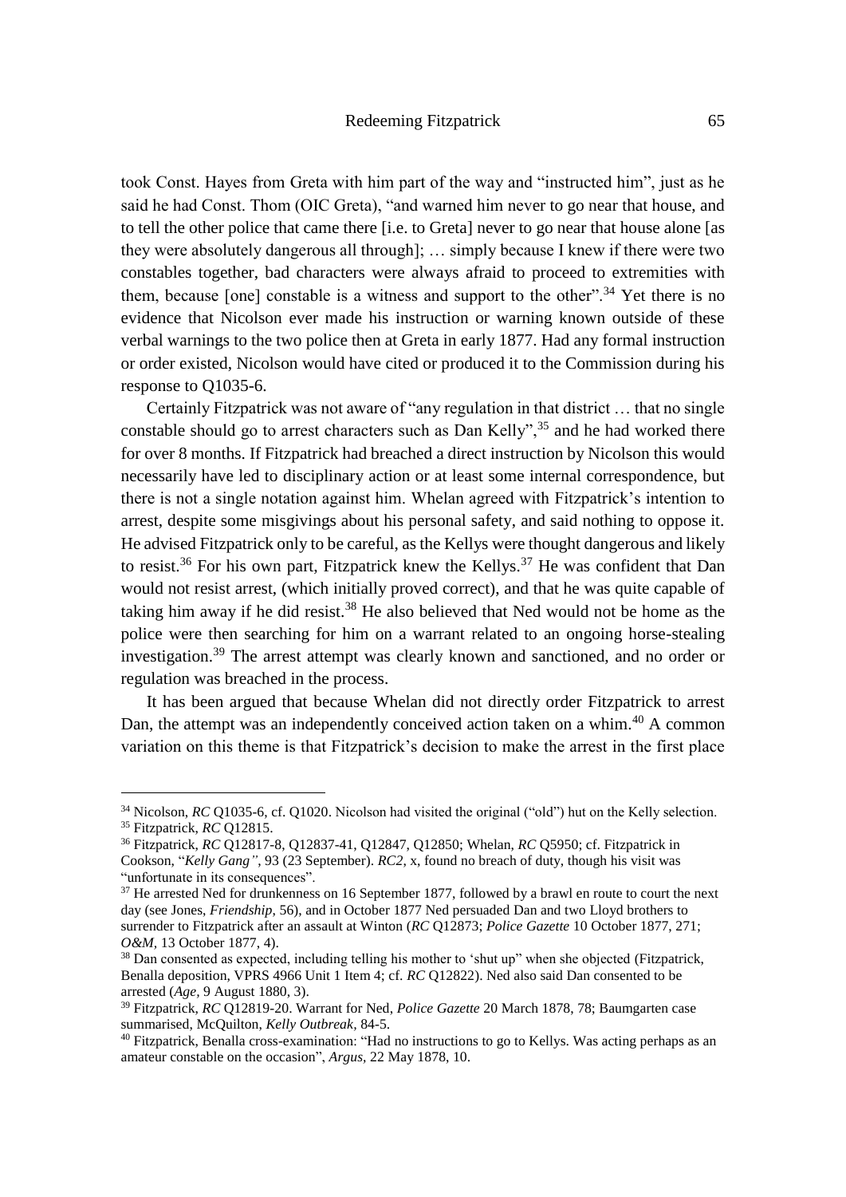took Const. Hayes from Greta with him part of the way and "instructed him", just as he said he had Const. Thom (OIC Greta), "and warned him never to go near that house, and to tell the other police that came there [i.e. to Greta] never to go near that house alone [as they were absolutely dangerous all through]; … simply because I knew if there were two constables together, bad characters were always afraid to proceed to extremities with them, because [one] constable is a witness and support to the other".[34] Yet there is no evidence that Nicolson ever made his instruction or warning known outside of these verbal warnings to the two police then at Greta in early 1877. Had any formal instruction or order existed, Nicolson would have cited or produced it to the Commission during his response to Q1035-6.

Certainly Fitzpatrick was not aware of "any regulation in that district … that no single constable should go to arrest characters such as Dan Kelly",[35] and he had worked there for over 8 months. If Fitzpatrick had breached a direct instruction by Nicolson this would necessarily have led to disciplinary action or at least some internal correspondence, but there is not a single notation against him. Whelan agreed with Fitzpatrick's intention to arrest, despite some misgivings about his personal safety, and said nothing to oppose it. He advised Fitzpatrick only to be careful, as the Kellys were thought dangerous and likely to resist.[36] For his own part, Fitzpatrick knew the Kellys.[37] He was confident that Dan would not resist arrest, (which initially proved correct), and that he was quite capable of taking him away if he did resist.[38] He also believed that Ned would not be home as the police were then searching for him on a warrant related to an ongoing horse-stealing investigation.[39] The arrest attempt was clearly known and sanctioned, and no order or regulation was breached in the process.

It has been argued that because Whelan did not directly order Fitzpatrick to arrest Dan, the attempt was an independently conceived action taken on a whim.[40] A common variation on this theme is that Fitzpatrick's decision to make the arrest in the first place

---

[34] Nicolson, *RC* Q1035-6, cf. Q1020. Nicolson had visited the original ("old") hut on the Kelly selection.

[35] Fitzpatrick, *RC* Q12815.

[36] Fitzpatrick, *RC* Q12817-8, Q12837-41, Q12847, Q12850; Whelan, *RC* Q5950; cf. Fitzpatrick in Cookson, "*Kelly Gang"*, 93 (23 September). *RC2*, x, found no breach of duty, though his visit was "unfortunate in its consequences".

[37] He arrested Ned for drunkenness on 16 September 1877, followed by a brawl en route to court the next day (see Jones, *Friendship*, 56), and in October 1877 Ned persuaded Dan and two Lloyd brothers to surrender to Fitzpatrick after an assault at Winton (*RC* Q12873; *Police Gazette* 10 October 1877, 271; *O&M*, 13 October 1877, 4).

[38] Dan consented as expected, including telling his mother to 'shut up" when she objected (Fitzpatrick, Benalla deposition, VPRS 4966 Unit 1 Item 4; cf. *RC* Q12822). Ned also said Dan consented to be arrested (*Age*, 9 August 1880, 3).

[39] Fitzpatrick, *RC* Q12819-20. Warrant for Ned, *Police Gazette* 20 March 1878, 78; Baumgarten case summarised, McQuilton, *Kelly Outbreak*, 84-5.

[40] Fitzpatrick, Benalla cross-examination: "Had no instructions to go to Kellys. Was acting perhaps as an amateur constable on the occasion", *Argus*, 22 May 1878, 10.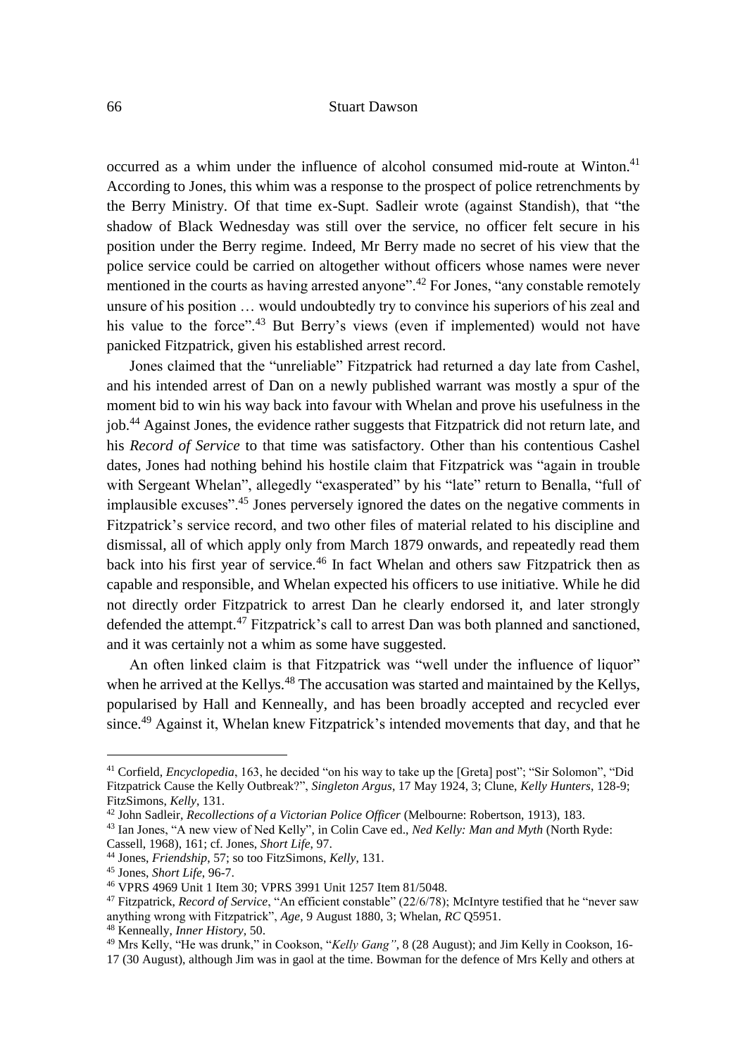occurred as a whim under the influence of alcohol consumed mid-route at Winton.[41] According to Jones, this whim was a response to the prospect of police retrenchments by the Berry Ministry. Of that time ex-Supt. Sadleir wrote (against Standish), that "the shadow of Black Wednesday was still over the service, no officer felt secure in his position under the Berry regime. Indeed, Mr Berry made no secret of his view that the police service could be carried on altogether without officers whose names were never mentioned in the courts as having arrested anyone".[42] For Jones, "any constable remotely unsure of his position … would undoubtedly try to convince his superiors of his zeal and his value to the force".[43] But Berry's views (even if implemented) would not have panicked Fitzpatrick, given his established arrest record.

Jones claimed that the "unreliable" Fitzpatrick had returned a day late from Cashel, and his intended arrest of Dan on a newly published warrant was mostly a spur of the moment bid to win his way back into favour with Whelan and prove his usefulness in the job.[44] Against Jones, the evidence rather suggests that Fitzpatrick did not return late, and his *Record of Service* to that time was satisfactory. Other than his contentious Cashel dates, Jones had nothing behind his hostile claim that Fitzpatrick was "again in trouble with Sergeant Whelan", allegedly "exasperated" by his "late" return to Benalla, "full of implausible excuses".[45] Jones perversely ignored the dates on the negative comments in Fitzpatrick's service record, and two other files of material related to his discipline and dismissal, all of which apply only from March 1879 onwards, and repeatedly read them back into his first year of service.[46] In fact Whelan and others saw Fitzpatrick then as capable and responsible, and Whelan expected his officers to use initiative. While he did not directly order Fitzpatrick to arrest Dan he clearly endorsed it, and later strongly defended the attempt.[47] Fitzpatrick's call to arrest Dan was both planned and sanctioned, and it was certainly not a whim as some have suggested.

An often linked claim is that Fitzpatrick was "well under the influence of liquor" when he arrived at the Kellys.[48] The accusation was started and maintained by the Kellys, popularised by Hall and Kenneally, and has been broadly accepted and recycled ever since.[49] Against it, Whelan knew Fitzpatrick's intended movements that day, and that he

---

[41] Corfield, *Encyclopedia*, 163, he decided "on his way to take up the [Greta] post"; "Sir Solomon", "Did Fitzpatrick Cause the Kelly Outbreak?", *Singleton Argus*, 17 May 1924, 3; Clune, *Kelly Hunters*, 128-9; FitzSimons, *Kelly*, 131.

[42] John Sadleir, *Recollections of a Victorian Police Officer* (Melbourne: Robertson, 1913), 183.

[43] Ian Jones, "A new view of Ned Kelly", in Colin Cave ed., *Ned Kelly: Man and Myth* (North Ryde: Cassell, 1968), 161; cf. Jones, *Short Life*, 97.

[44] Jones, *Friendship*, 57; so too FitzSimons, *Kelly*, 131.

[45] Jones, *Short Life*, 96-7.

[46] VPRS 4969 Unit 1 Item 30; VPRS 3991 Unit 1257 Item 81/5048.

[47] Fitzpatrick, *Record of Service*, "An efficient constable" (22/6/78); McIntyre testified that he "never saw anything wrong with Fitzpatrick", *Age*, 9 August 1880, 3; Whelan, *RC* Q5951.

[48] Kenneally, *Inner History*, 50.

[49] Mrs Kelly, "He was drunk," in Cookson, "*Kelly Gang"*, 8 (28 August); and Jim Kelly in Cookson, 16-17 (30 August), although Jim was in gaol at the time. Bowman for the defence of Mrs Kelly and others at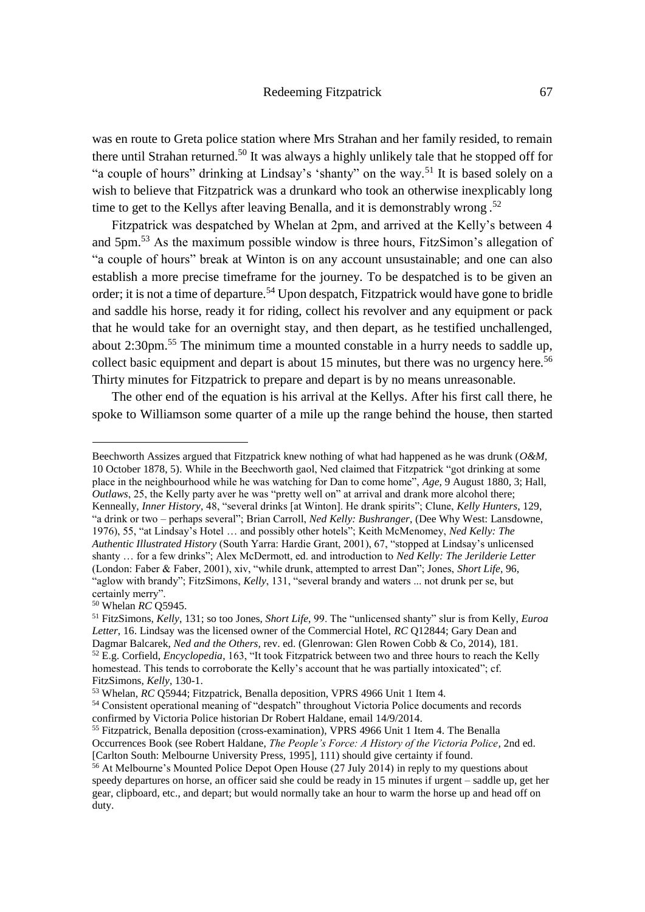was en route to Greta police station where Mrs Strahan and her family resided, to remain there until Strahan returned.[50] It was always a highly unlikely tale that he stopped off for "a couple of hours" drinking at Lindsay's 'shanty" on the way.[51] It is based solely on a wish to believe that Fitzpatrick was a drunkard who took an otherwise inexplicably long time to get to the Kellys after leaving Benalla, and it is demonstrably wrong.[52]

Fitzpatrick was despatched by Whelan at 2pm, and arrived at the Kelly's between 4 and 5pm.[53] As the maximum possible window is three hours, FitzSimon's allegation of "a couple of hours" break at Winton is on any account unsustainable; and one can also establish a more precise timeframe for the journey. To be despatched is to be given an order; it is not a time of departure.[54] Upon despatch, Fitzpatrick would have gone to bridle and saddle his horse, ready it for riding, collect his revolver and any equipment or pack that he would take for an overnight stay, and then depart, as he testified unchallenged, about 2:30pm.[55] The minimum time a mounted constable in a hurry needs to saddle up, collect basic equipment and depart is about 15 minutes, but there was no urgency here.[56] Thirty minutes for Fitzpatrick to prepare and depart is by no means unreasonable.

The other end of the equation is his arrival at the Kellys. After his first call there, he spoke to Williamson some quarter of a mile up the range behind the house, then started

---

Beechworth Assizes argued that Fitzpatrick knew nothing of what had happened as he was drunk (*O&M*, 10 October 1878, 5). While in the Beechworth gaol, Ned claimed that Fitzpatrick "got drinking at some place in the neighbourhood while he was watching for Dan to come home", *Age*, 9 August 1880, 3; Hall, *Outlaws*, 25, the Kelly party aver he was "pretty well on" at arrival and drank more alcohol there; Kenneally, *Inner History*, 48, "several drinks [at Winton]. He drank spirits"; Clune, *Kelly Hunters*, 129, "a drink or two – perhaps several"; Brian Carroll, *Ned Kelly: Bushranger*, (Dee Why West: Lansdowne, 1976), 55, "at Lindsay's Hotel … and possibly other hotels"; Keith McMenomey, *Ned Kelly: The Authentic Illustrated History* (South Yarra: Hardie Grant, 2001), 67, "stopped at Lindsay's unlicensed shanty … for a few drinks"; Alex McDermott, ed. and introduction to *Ned Kelly: The Jerilderie Letter* (London: Faber & Faber, 2001), xiv, "while drunk, attempted to arrest Dan"; Jones, *Short Life*, 96, "aglow with brandy"; FitzSimons, *Kelly*, 131, "several brandy and waters ... not drunk per se, but certainly merry".

[50] Whelan *RC* Q5945.

[51] FitzSimons, *Kelly*, 131; so too Jones, *Short Life*, 99. The "unlicensed shanty" slur is from Kelly, *Euroa Letter*, 16. Lindsay was the licensed owner of the Commercial Hotel, *RC* Q12844; Gary Dean and Dagmar Balcarek, *Ned and the Others*, rev. ed. (Glenrowan: Glen Rowen Cobb & Co, 2014), 181.

[52] E.g. Corfield, *Encyclopedia*, 163, "It took Fitzpatrick between two and three hours to reach the Kelly homestead. This tends to corroborate the Kelly's account that he was partially intoxicated"; cf. FitzSimons, *Kelly*, 130-1.

[53] Whelan, *RC* Q5944; Fitzpatrick, Benalla deposition, VPRS 4966 Unit 1 Item 4.

[54] Consistent operational meaning of "despatch" throughout Victoria Police documents and records confirmed by Victoria Police historian Dr Robert Haldane, email 14/9/2014.

[55] Fitzpatrick, Benalla deposition (cross-examination), VPRS 4966 Unit 1 Item 4. The Benalla Occurrences Book (see Robert Haldane, *The People's Force: A History of the Victoria Police*, 2nd ed. [Carlton South: Melbourne University Press, 1995], 111) should give certainty if found.

[56] At Melbourne's Mounted Police Depot Open House (27 July 2014) in reply to my questions about speedy departures on horse, an officer said she could be ready in 15 minutes if urgent – saddle up, get her gear, clipboard, etc., and depart; but would normally take an hour to warm the horse up and head off on duty.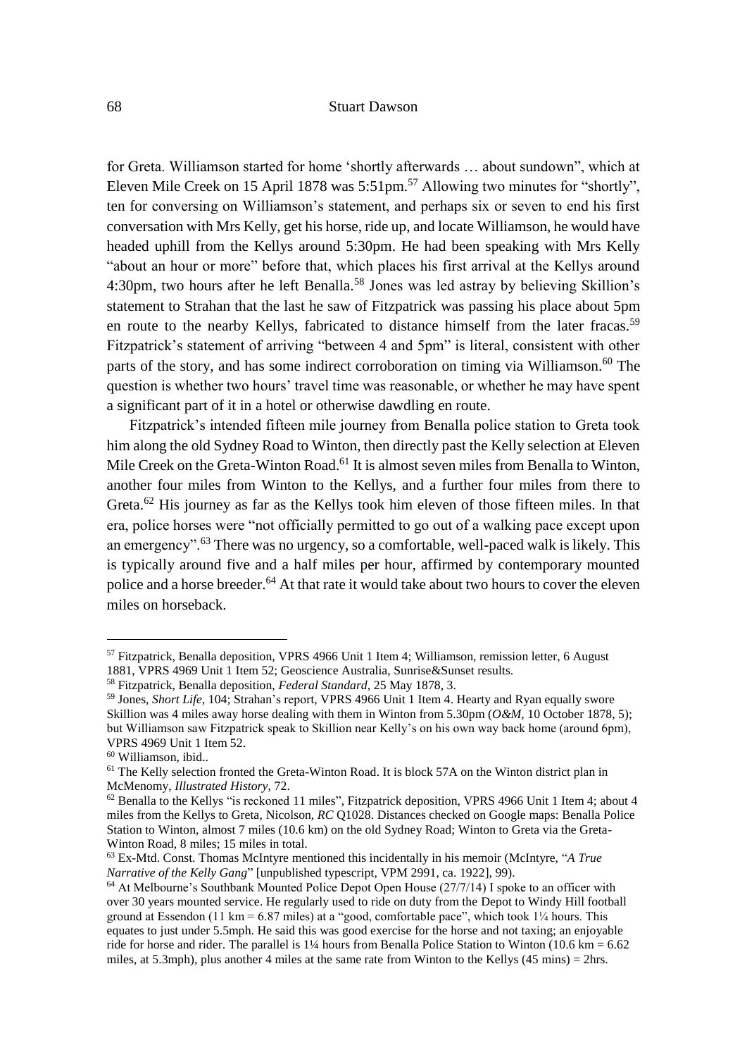for Greta. Williamson started for home 'shortly afterwards … about sundown", which at Eleven Mile Creek on 15 April 1878 was 5:51pm.[57] Allowing two minutes for "shortly", ten for conversing on Williamson's statement, and perhaps six or seven to end his first conversation with Mrs Kelly, get his horse, ride up, and locate Williamson, he would have headed uphill from the Kellys around 5:30pm. He had been speaking with Mrs Kelly "about an hour or more" before that, which places his first arrival at the Kellys around 4:30pm, two hours after he left Benalla.[58] Jones was led astray by believing Skillion's statement to Strahan that the last he saw of Fitzpatrick was passing his place about 5pm en route to the nearby Kellys, fabricated to distance himself from the later fracas.[59] Fitzpatrick's statement of arriving "between 4 and 5pm" is literal, consistent with other parts of the story, and has some indirect corroboration on timing via Williamson.[60] The question is whether two hours' travel time was reasonable, or whether he may have spent a significant part of it in a hotel or otherwise dawdling en route.

Fitzpatrick's intended fifteen mile journey from Benalla police station to Greta took him along the old Sydney Road to Winton, then directly past the Kelly selection at Eleven Mile Creek on the Greta-Winton Road.[61] It is almost seven miles from Benalla to Winton, another four miles from Winton to the Kellys, and a further four miles from there to Greta.[62] His journey as far as the Kellys took him eleven of those fifteen miles. In that era, police horses were "not officially permitted to go out of a walking pace except upon an emergency".[63] There was no urgency, so a comfortable, well-paced walk is likely. This is typically around five and a half miles per hour, affirmed by contemporary mounted police and a horse breeder.[64] At that rate it would take about two hours to cover the eleven miles on horseback.

---

[57] Fitzpatrick, Benalla deposition, VPRS 4966 Unit 1 Item 4; Williamson, remission letter, 6 August 1881, VPRS 4969 Unit 1 Item 52; Geoscience Australia, Sunrise&Sunset results.

[58] Fitzpatrick, Benalla deposition, *Federal Standard*, 25 May 1878, 3.

[59] Jones, *Short Life*, 104; Strahan's report, VPRS 4966 Unit 1 Item 4. Hearty and Ryan equally swore Skillion was 4 miles away horse dealing with them in Winton from 5.30pm (*O&M*, 10 October 1878, 5); but Williamson saw Fitzpatrick speak to Skillion near Kelly's on his own way back home (around 6pm), VPRS 4969 Unit 1 Item 52.

[60] Williamson, ibid..

[61] The Kelly selection fronted the Greta-Winton Road. It is block 57A on the Winton district plan in McMenomy, *Illustrated History*, 72.

[62] Benalla to the Kellys "is reckoned 11 miles", Fitzpatrick deposition, VPRS 4966 Unit 1 Item 4; about 4 miles from the Kellys to Greta, Nicolson, *RC* Q1028. Distances checked on Google maps: Benalla Police Station to Winton, almost 7 miles (10.6 km) on the old Sydney Road; Winton to Greta via the Greta-Winton Road, 8 miles; 15 miles in total.

[63] Ex-Mtd. Const. Thomas McIntyre mentioned this incidentally in his memoir (McIntyre, "*A True Narrative of the Kelly Gang*" [unpublished typescript, VPM 2991, ca. 1922], 99).

[64] At Melbourne's Southbank Mounted Police Depot Open House (27/7/14) I spoke to an officer with over 30 years mounted service. He regularly used to ride on duty from the Depot to Windy Hill football ground at Essendon (11 km = 6.87 miles) at a "good, comfortable pace", which took 1¼ hours. This equates to just under 5.5mph. He said this was good exercise for the horse and not taxing; an enjoyable ride for horse and rider. The parallel is 1¼ hours from Benalla Police Station to Winton (10.6 km = 6.62 miles, at 5.3mph), plus another 4 miles at the same rate from Winton to the Kellys (45 mins) = 2hrs.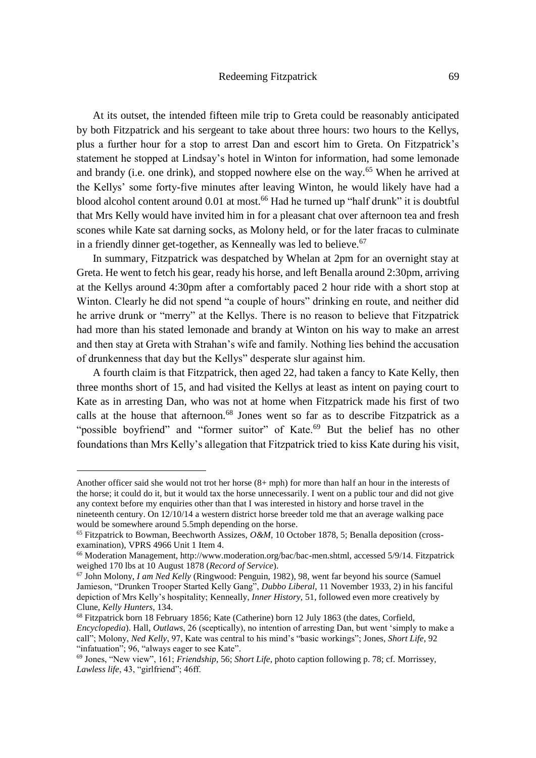At its outset, the intended fifteen mile trip to Greta could be reasonably anticipated by both Fitzpatrick and his sergeant to take about three hours: two hours to the Kellys, plus a further hour for a stop to arrest Dan and escort him to Greta. On Fitzpatrick's statement he stopped at Lindsay's hotel in Winton for information, had some lemonade and brandy (i.e. one drink), and stopped nowhere else on the way.[65] When he arrived at the Kellys' some forty-five minutes after leaving Winton, he would likely have had a blood alcohol content around 0.01 at most.[66] Had he turned up "half drunk" it is doubtful that Mrs Kelly would have invited him in for a pleasant chat over afternoon tea and fresh scones while Kate sat darning socks, as Molony held, or for the later fracas to culminate in a friendly dinner get-together, as Kenneally was led to believe.[67]

In summary, Fitzpatrick was despatched by Whelan at 2pm for an overnight stay at Greta. He went to fetch his gear, ready his horse, and left Benalla around 2:30pm, arriving at the Kellys around 4:30pm after a comfortably paced 2 hour ride with a short stop at Winton. Clearly he did not spend "a couple of hours" drinking en route, and neither did he arrive drunk or "merry" at the Kellys. There is no reason to believe that Fitzpatrick had more than his stated lemonade and brandy at Winton on his way to make an arrest and then stay at Greta with Strahan's wife and family. Nothing lies behind the accusation of drunkenness that day but the Kellys" desperate slur against him.

A fourth claim is that Fitzpatrick, then aged 22, had taken a fancy to Kate Kelly, then three months short of 15, and had visited the Kellys at least as intent on paying court to Kate as in arresting Dan, who was not at home when Fitzpatrick made his first of two calls at the house that afternoon.[68] Jones went so far as to describe Fitzpatrick as a "possible boyfriend" and "former suitor" of Kate.[69] But the belief has no other foundations than Mrs Kelly's allegation that Fitzpatrick tried to kiss Kate during his visit,

---

Another officer said she would not trot her horse (8+ mph) for more than half an hour in the interests of the horse; it could do it, but it would tax the horse unnecessarily. I went on a public tour and did not give any context before my enquiries other than that I was interested in history and horse travel in the nineteenth century. On 12/10/14 a western district horse breeder told me that an average walking pace would be somewhere around 5.5mph depending on the horse.

[65] Fitzpatrick to Bowman, Beechworth Assizes, *O&M*, 10 October 1878, 5; Benalla deposition (cross-examination), VPRS 4966 Unit 1 Item 4.

[66] Moderation Management, http://www.moderation.org/bac/bac-men.shtml, accessed 5/9/14. Fitzpatrick weighed 170 lbs at 10 August 1878 (*Record of Service*).

[67] John Molony, *I am Ned Kelly* (Ringwood: Penguin, 1982), 98, went far beyond his source (Samuel Jamieson, "Drunken Trooper Started Kelly Gang", *Dubbo Liberal*, 11 November 1933, 2) in his fanciful depiction of Mrs Kelly's hospitality; Kenneally, *Inner History*, 51, followed even more creatively by Clune, *Kelly Hunters*, 134.

[68] Fitzpatrick born 18 February 1856; Kate (Catherine) born 12 July 1863 (the dates, Corfield, *Encyclopedia*). Hall, *Outlaws*, 26 (sceptically), no intention of arresting Dan, but went 'simply to make a call"; Molony, *Ned Kelly*, 97, Kate was central to his mind's "basic workings"; Jones, *Short Life*, 92 "infatuation"; 96, "always eager to see Kate".

[69] Jones, "New view", 161; *Friendship*, 56; *Short Life*, photo caption following p. 78; cf. Morrissey, *Lawless life*, 43, "girlfriend"; 46ff.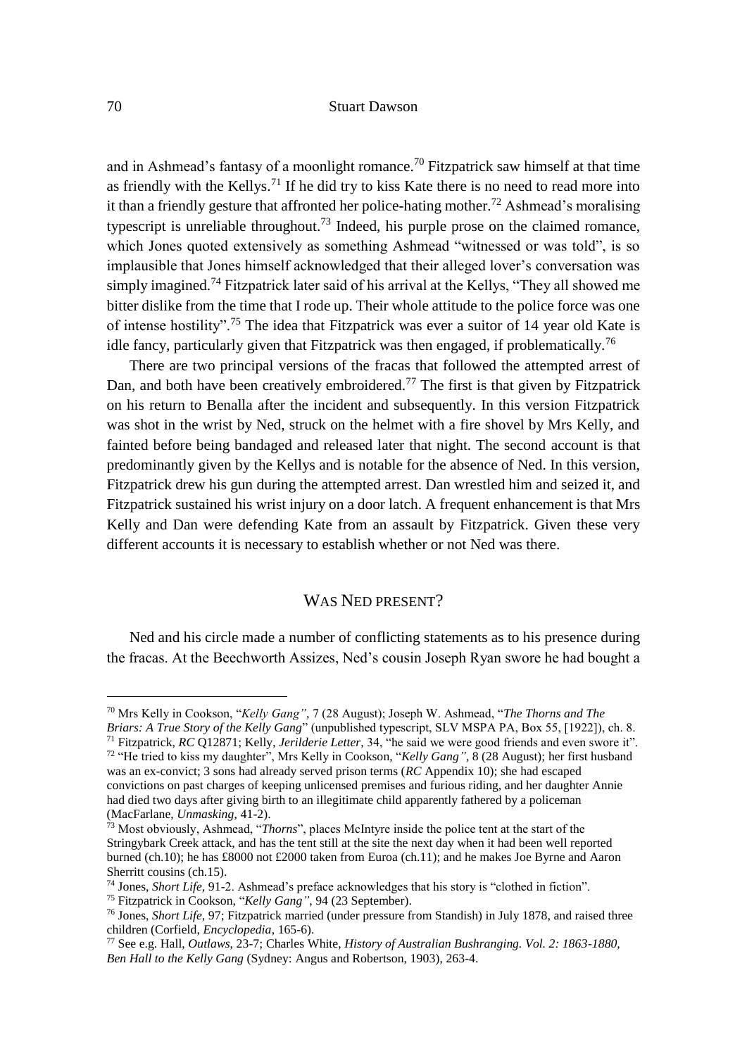and in Ashmead's fantasy of a moonlight romance.[70] Fitzpatrick saw himself at that time as friendly with the Kellys.[71] If he did try to kiss Kate there is no need to read more into it than a friendly gesture that affronted her police-hating mother.[72] Ashmead's moralising typescript is unreliable throughout.[73] Indeed, his purple prose on the claimed romance, which Jones quoted extensively as something Ashmead "witnessed or was told", is so implausible that Jones himself acknowledged that their alleged lover's conversation was simply imagined.[74] Fitzpatrick later said of his arrival at the Kellys, "They all showed me bitter dislike from the time that I rode up. Their whole attitude to the police force was one of intense hostility".[75] The idea that Fitzpatrick was ever a suitor of 14 year old Kate is idle fancy, particularly given that Fitzpatrick was then engaged, if problematically.[76]

There are two principal versions of the fracas that followed the attempted arrest of Dan, and both have been creatively embroidered.[77] The first is that given by Fitzpatrick on his return to Benalla after the incident and subsequently. In this version Fitzpatrick was shot in the wrist by Ned, struck on the helmet with a fire shovel by Mrs Kelly, and fainted before being bandaged and released later that night. The second account is that predominantly given by the Kellys and is notable for the absence of Ned. In this version, Fitzpatrick drew his gun during the attempted arrest. Dan wrestled him and seized it, and Fitzpatrick sustained his wrist injury on a door latch. A frequent enhancement is that Mrs Kelly and Dan were defending Kate from an assault by Fitzpatrick. Given these very different accounts it is necessary to establish whether or not Ned was there.

## WAS NED PRESENT?

Ned and his circle made a number of conflicting statements as to his presence during the fracas. At the Beechworth Assizes, Ned's cousin Joseph Ryan swore he had bought a

---

[70] Mrs Kelly in Cookson, "*Kelly Gang"*, 7 (28 August); Joseph W. Ashmead, "*The Thorns and The Briars: A True Story of the Kelly Gang*" (unpublished typescript, SLV MSPA PA, Box 55, [1922]), ch. 8.

[71] Fitzpatrick, *RC* Q12871; Kelly, *Jerilderie Letter*, 34, "he said we were good friends and even swore it".

[72] "He tried to kiss my daughter", Mrs Kelly in Cookson, "*Kelly Gang"*, 8 (28 August); her first husband was an ex-convict; 3 sons had already served prison terms (*RC* Appendix 10); she had escaped convictions on past charges of keeping unlicensed premises and furious riding, and her daughter Annie had died two days after giving birth to an illegitimate child apparently fathered by a policeman (MacFarlane, *Unmasking*, 41-2).

[73] Most obviously, Ashmead, "*Thorns*", places McIntyre inside the police tent at the start of the Stringybark Creek attack, and has the tent still at the site the next day when it had been well reported burned (ch.10); he has £8000 not £2000 taken from Euroa (ch.11); and he makes Joe Byrne and Aaron Sherritt cousins (ch.15).

[74] Jones, *Short Life*, 91-2. Ashmead's preface acknowledges that his story is "clothed in fiction".

[75] Fitzpatrick in Cookson, "*Kelly Gang"*, 94 (23 September).

[76] Jones, *Short Life*, 97; Fitzpatrick married (under pressure from Standish) in July 1878, and raised three children (Corfield, *Encyclopedia*, 165-6).

[77] See e.g. Hall, *Outlaws*, 23-7; Charles White, *History of Australian Bushranging. Vol. 2: 1863-1880, Ben Hall to the Kelly Gang* (Sydney: Angus and Robertson, 1903), 263-4.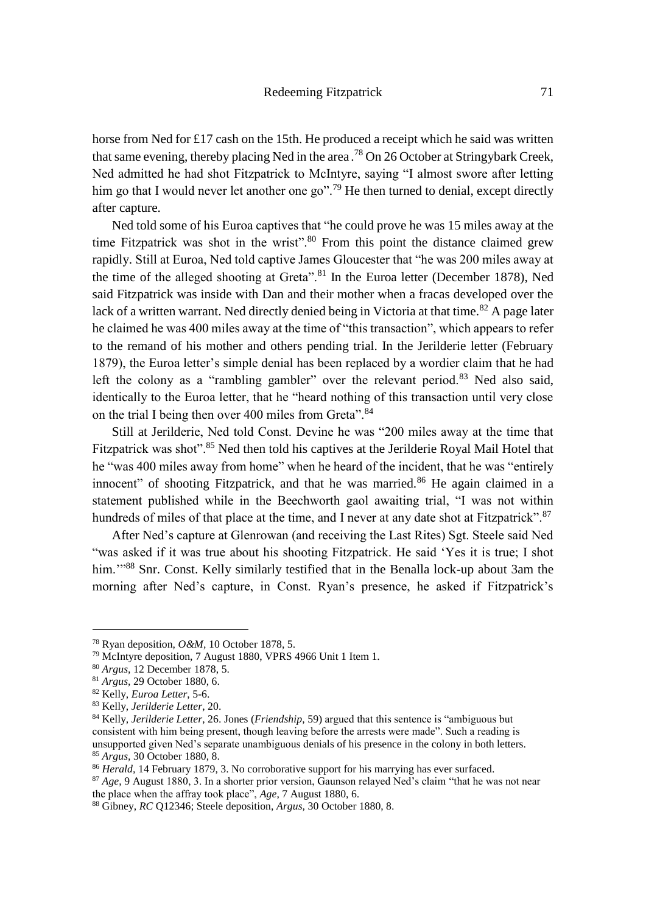horse from Ned for £17 cash on the 15th. He produced a receipt which he said was written that same evening, thereby placing Ned in the area.[78] On 26 October at Stringybark Creek, Ned admitted he had shot Fitzpatrick to McIntyre, saying "I almost swore after letting him go that I would never let another one go".[79] He then turned to denial, except directly after capture.

Ned told some of his Euroa captives that "he could prove he was 15 miles away at the time Fitzpatrick was shot in the wrist".[80] From this point the distance claimed grew rapidly. Still at Euroa, Ned told captive James Gloucester that "he was 200 miles away at the time of the alleged shooting at Greta".[81] In the Euroa letter (December 1878), Ned said Fitzpatrick was inside with Dan and their mother when a fracas developed over the lack of a written warrant. Ned directly denied being in Victoria at that time.[82] A page later he claimed he was 400 miles away at the time of "this transaction", which appears to refer to the remand of his mother and others pending trial. In the Jerilderie letter (February 1879), the Euroa letter's simple denial has been replaced by a wordier claim that he had left the colony as a "rambling gambler" over the relevant period.[83] Ned also said, identically to the Euroa letter, that he "heard nothing of this transaction until very close on the trial I being then over 400 miles from Greta".[84]

Still at Jerilderie, Ned told Const. Devine he was "200 miles away at the time that Fitzpatrick was shot".[85] Ned then told his captives at the Jerilderie Royal Mail Hotel that he "was 400 miles away from home" when he heard of the incident, that he was "entirely innocent" of shooting Fitzpatrick, and that he was married.[86] He again claimed in a statement published while in the Beechworth gaol awaiting trial, "I was not within hundreds of miles of that place at the time, and I never at any date shot at Fitzpatrick".[87]

After Ned's capture at Glenrowan (and receiving the Last Rites) Sgt. Steele said Ned "was asked if it was true about his shooting Fitzpatrick. He said 'Yes it is true; I shot him.'"[88] Snr. Const. Kelly similarly testified that in the Benalla lock-up about 3am the morning after Ned's capture, in Const. Ryan's presence, he asked if Fitzpatrick's

---

[78] Ryan deposition, *O&M*, 10 October 1878, 5.

[79] McIntyre deposition, 7 August 1880, VPRS 4966 Unit 1 Item 1.

[80] *Argus*, 12 December 1878, 5.

[81] *Argus*, 29 October 1880, 6.

[82] Kelly, *Euroa Letter*, 5-6.

[83] Kelly, *Jerilderie Letter*, 20.

[84] Kelly, *Jerilderie Letter*, 26. Jones (*Friendship*, 59) argued that this sentence is "ambiguous but consistent with him being present, though leaving before the arrests were made". Such a reading is unsupported given Ned's separate unambiguous denials of his presence in the colony in both letters.

[85] *Argus*, 30 October 1880, 8.

[86] *Herald*, 14 February 1879, 3. No corroborative support for his marrying has ever surfaced.

[87] *Age*, 9 August 1880, 3. In a shorter prior version, Gaunson relayed Ned's claim "that he was not near the place when the affray took place", *Age*, 7 August 1880, 6.

[88] Gibney, *RC* Q12346; Steele deposition, *Argus*, 30 October 1880, 8.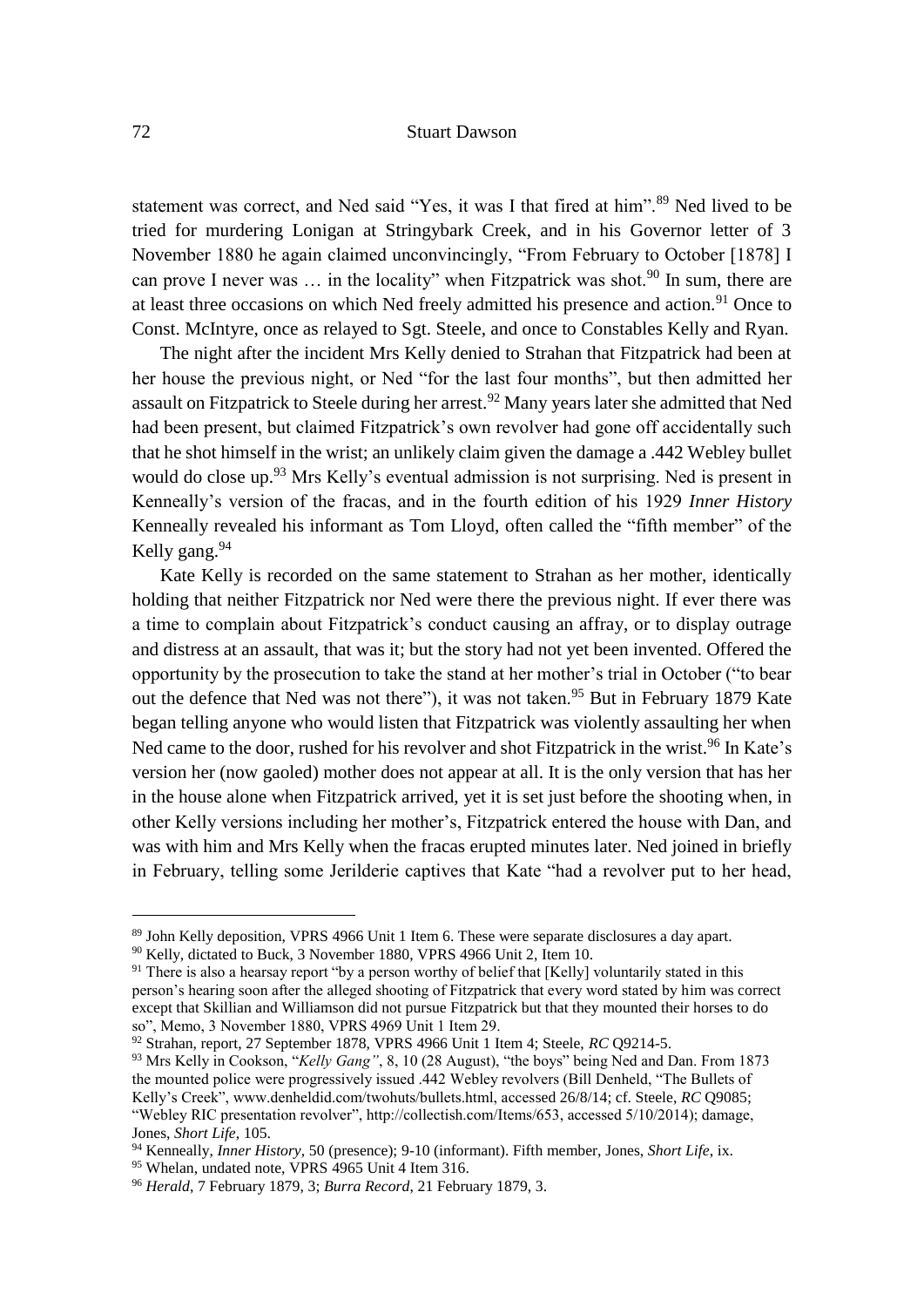statement was correct, and Ned said "Yes, it was I that fired at him".[89] Ned lived to be tried for murdering Lonigan at Stringybark Creek, and in his Governor letter of 3 November 1880 he again claimed unconvincingly, "From February to October [1878] I can prove I never was … in the locality" when Fitzpatrick was shot.[90] In sum, there are at least three occasions on which Ned freely admitted his presence and action.[91] Once to Const. McIntyre, once as relayed to Sgt. Steele, and once to Constables Kelly and Ryan.

The night after the incident Mrs Kelly denied to Strahan that Fitzpatrick had been at her house the previous night, or Ned "for the last four months", but then admitted her assault on Fitzpatrick to Steele during her arrest.[92] Many years later she admitted that Ned had been present, but claimed Fitzpatrick's own revolver had gone off accidentally such that he shot himself in the wrist; an unlikely claim given the damage a .442 Webley bullet would do close up.[93] Mrs Kelly's eventual admission is not surprising. Ned is present in Kenneally's version of the fracas, and in the fourth edition of his 1929 *Inner History* Kenneally revealed his informant as Tom Lloyd, often called the "fifth member" of the Kelly gang.[94]

Kate Kelly is recorded on the same statement to Strahan as her mother, identically holding that neither Fitzpatrick nor Ned were there the previous night. If ever there was a time to complain about Fitzpatrick's conduct causing an affray, or to display outrage and distress at an assault, that was it; but the story had not yet been invented. Offered the opportunity by the prosecution to take the stand at her mother's trial in October ("to bear out the defence that Ned was not there"), it was not taken.[95] But in February 1879 Kate began telling anyone who would listen that Fitzpatrick was violently assaulting her when Ned came to the door, rushed for his revolver and shot Fitzpatrick in the wrist.[96] In Kate's version her (now gaoled) mother does not appear at all. It is the only version that has her in the house alone when Fitzpatrick arrived, yet it is set just before the shooting when, in other Kelly versions including her mother's, Fitzpatrick entered the house with Dan, and was with him and Mrs Kelly when the fracas erupted minutes later. Ned joined in briefly in February, telling some Jerilderie captives that Kate "had a revolver put to her head,

---

[89] John Kelly deposition, VPRS 4966 Unit 1 Item 6. These were separate disclosures a day apart.

[90] Kelly, dictated to Buck, 3 November 1880, VPRS 4966 Unit 2, Item 10.

[91] There is also a hearsay report "by a person worthy of belief that [Kelly] voluntarily stated in this person's hearing soon after the alleged shooting of Fitzpatrick that every word stated by him was correct except that Skillian and Williamson did not pursue Fitzpatrick but that they mounted their horses to do so", Memo, 3 November 1880, VPRS 4969 Unit 1 Item 29.

[92] Strahan, report, 27 September 1878, VPRS 4966 Unit 1 Item 4; Steele, *RC* Q9214-5.

[93] Mrs Kelly in Cookson, "*Kelly Gang"*, 8, 10 (28 August), "the boys" being Ned and Dan. From 1873 the mounted police were progressively issued .442 Webley revolvers (Bill Denheld, "The Bullets of Kelly's Creek", www.denheldid.com/twohuts/bullets.html, accessed 26/8/14; cf. Steele, *RC* Q9085; "Webley RIC presentation revolver", http://collectish.com/Items/653, accessed 5/10/2014); damage, Jones, *Short Life*, 105.

[94] Kenneally, *Inner History*, 50 (presence); 9-10 (informant). Fifth member, Jones, *Short Life*, ix.

[95] Whelan, undated note, VPRS 4965 Unit 4 Item 316.

[96] *Herald*, 7 February 1879, 3; *Burra Record*, 21 February 1879, 3.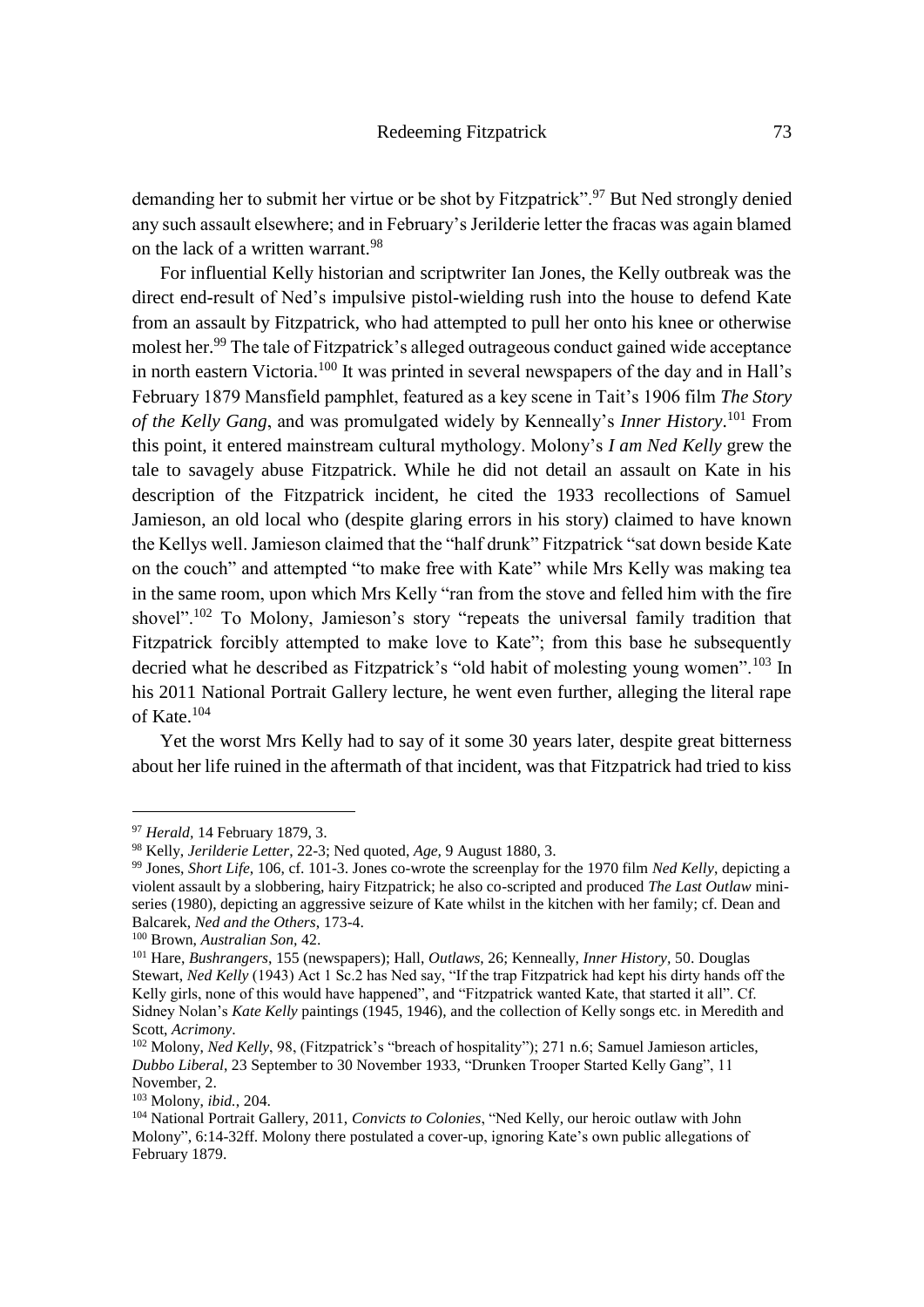demanding her to submit her virtue or be shot by Fitzpatrick".[97] But Ned strongly denied any such assault elsewhere; and in February's Jerilderie letter the fracas was again blamed on the lack of a written warrant.[98]

For influential Kelly historian and scriptwriter Ian Jones, the Kelly outbreak was the direct end-result of Ned's impulsive pistol-wielding rush into the house to defend Kate from an assault by Fitzpatrick, who had attempted to pull her onto his knee or otherwise molest her.[99] The tale of Fitzpatrick's alleged outrageous conduct gained wide acceptance in north eastern Victoria.[100] It was printed in several newspapers of the day and in Hall's February 1879 Mansfield pamphlet, featured as a key scene in Tait's 1906 film *The Story of the Kelly Gang*, and was promulgated widely by Kenneally's *Inner History*.[101] From this point, it entered mainstream cultural mythology. Molony's *I am Ned Kelly* grew the tale to savagely abuse Fitzpatrick. While he did not detail an assault on Kate in his description of the Fitzpatrick incident, he cited the 1933 recollections of Samuel Jamieson, an old local who (despite glaring errors in his story) claimed to have known the Kellys well. Jamieson claimed that the "half drunk" Fitzpatrick "sat down beside Kate on the couch" and attempted "to make free with Kate" while Mrs Kelly was making tea in the same room, upon which Mrs Kelly "ran from the stove and felled him with the fire shovel".[102] To Molony, Jamieson's story "repeats the universal family tradition that Fitzpatrick forcibly attempted to make love to Kate"; from this base he subsequently decried what he described as Fitzpatrick's "old habit of molesting young women".[103] In his 2011 National Portrait Gallery lecture, he went even further, alleging the literal rape of Kate.[104]

Yet the worst Mrs Kelly had to say of it some 30 years later, despite great bitterness about her life ruined in the aftermath of that incident, was that Fitzpatrick had tried to kiss

---

[97] *Herald*, 14 February 1879, 3.

[98] Kelly, *Jerilderie Letter*, 22-3; Ned quoted, *Age*, 9 August 1880, 3.

[99] Jones, *Short Life*, 106, cf. 101-3. Jones co-wrote the screenplay for the 1970 film *Ned Kelly*, depicting a violent assault by a slobbering, hairy Fitzpatrick; he also co-scripted and produced *The Last Outlaw* mini-series (1980), depicting an aggressive seizure of Kate whilst in the kitchen with her family; cf. Dean and Balcarek, *Ned and the Others*, 173-4.

[100] Brown, *Australian Son*, 42.

[101] Hare, *Bushrangers*, 155 (newspapers); Hall, *Outlaws*, 26; Kenneally, *Inner History*, 50. Douglas Stewart, *Ned Kelly* (1943) Act 1 Sc.2 has Ned say, "If the trap Fitzpatrick had kept his dirty hands off the Kelly girls, none of this would have happened", and "Fitzpatrick wanted Kate, that started it all". Cf. Sidney Nolan's *Kate Kelly* paintings (1945, 1946), and the collection of Kelly songs etc. in Meredith and Scott, *Acrimony*.

[102] Molony, *Ned Kelly*, 98, (Fitzpatrick's "breach of hospitality"); 271 n.6; Samuel Jamieson articles, *Dubbo Liberal*, 23 September to 30 November 1933, "Drunken Trooper Started Kelly Gang", 11 November, 2.

[103] Molony, *ibid.*, 204.

[104] National Portrait Gallery, 2011, *Convicts to Colonies*, "Ned Kelly, our heroic outlaw with John Molony", 6:14-32ff. Molony there postulated a cover-up, ignoring Kate's own public allegations of February 1879.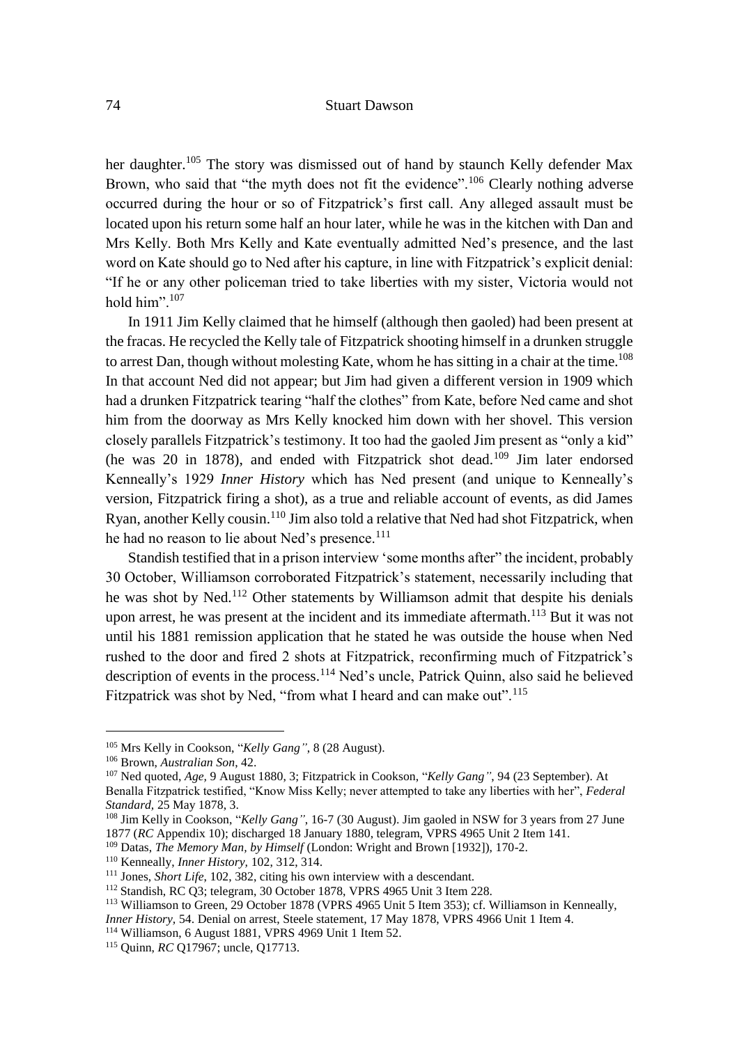her daughter.[105] The story was dismissed out of hand by staunch Kelly defender Max Brown, who said that "the myth does not fit the evidence".[106] Clearly nothing adverse occurred during the hour or so of Fitzpatrick's first call. Any alleged assault must be located upon his return some half an hour later, while he was in the kitchen with Dan and Mrs Kelly. Both Mrs Kelly and Kate eventually admitted Ned's presence, and the last word on Kate should go to Ned after his capture, in line with Fitzpatrick's explicit denial: "If he or any other policeman tried to take liberties with my sister, Victoria would not hold him".[107]

In 1911 Jim Kelly claimed that he himself (although then gaoled) had been present at the fracas. He recycled the Kelly tale of Fitzpatrick shooting himself in a drunken struggle to arrest Dan, though without molesting Kate, whom he has sitting in a chair at the time.[108] In that account Ned did not appear; but Jim had given a different version in 1909 which had a drunken Fitzpatrick tearing "half the clothes" from Kate, before Ned came and shot him from the doorway as Mrs Kelly knocked him down with her shovel. This version closely parallels Fitzpatrick's testimony. It too had the gaoled Jim present as "only a kid" (he was 20 in 1878), and ended with Fitzpatrick shot dead.[109] Jim later endorsed Kenneally's 1929 *Inner History* which has Ned present (and unique to Kenneally's version, Fitzpatrick firing a shot), as a true and reliable account of events, as did James Ryan, another Kelly cousin.[110] Jim also told a relative that Ned had shot Fitzpatrick, when he had no reason to lie about Ned's presence.[111]

Standish testified that in a prison interview 'some months after" the incident, probably 30 October, Williamson corroborated Fitzpatrick's statement, necessarily including that he was shot by Ned.[112] Other statements by Williamson admit that despite his denials upon arrest, he was present at the incident and its immediate aftermath.[113] But it was not until his 1881 remission application that he stated he was outside the house when Ned rushed to the door and fired 2 shots at Fitzpatrick, reconfirming much of Fitzpatrick's description of events in the process.[114] Ned's uncle, Patrick Quinn, also said he believed Fitzpatrick was shot by Ned, "from what I heard and can make out".[115]

---

[105] Mrs Kelly in Cookson, "*Kelly Gang"*, 8 (28 August).

[106] Brown, *Australian Son*, 42.

[107] Ned quoted, *Age*, 9 August 1880, 3; Fitzpatrick in Cookson, "*Kelly Gang"*, 94 (23 September). At Benalla Fitzpatrick testified, "Know Miss Kelly; never attempted to take any liberties with her", *Federal Standard*, 25 May 1878, 3.

[108] Jim Kelly in Cookson, "*Kelly Gang"*, 16-7 (30 August). Jim gaoled in NSW for 3 years from 27 June 1877 (*RC* Appendix 10); discharged 18 January 1880, telegram, VPRS 4965 Unit 2 Item 141.

[109] Datas, *The Memory Man, by Himself* (London: Wright and Brown [1932]), 170-2.

[110] Kenneally, *Inner History*, 102, 312, 314.

[111] Jones, *Short Life*, 102, 382, citing his own interview with a descendant.

[112] Standish, RC Q3; telegram, 30 October 1878, VPRS 4965 Unit 3 Item 228.

[113] Williamson to Green, 29 October 1878 (VPRS 4965 Unit 5 Item 353); cf. Williamson in Kenneally, *Inner History*, 54. Denial on arrest, Steele statement, 17 May 1878, VPRS 4966 Unit 1 Item 4.

[114] Williamson, 6 August 1881, VPRS 4969 Unit 1 Item 52.

[115] Quinn, *RC* Q17967; uncle, Q17713.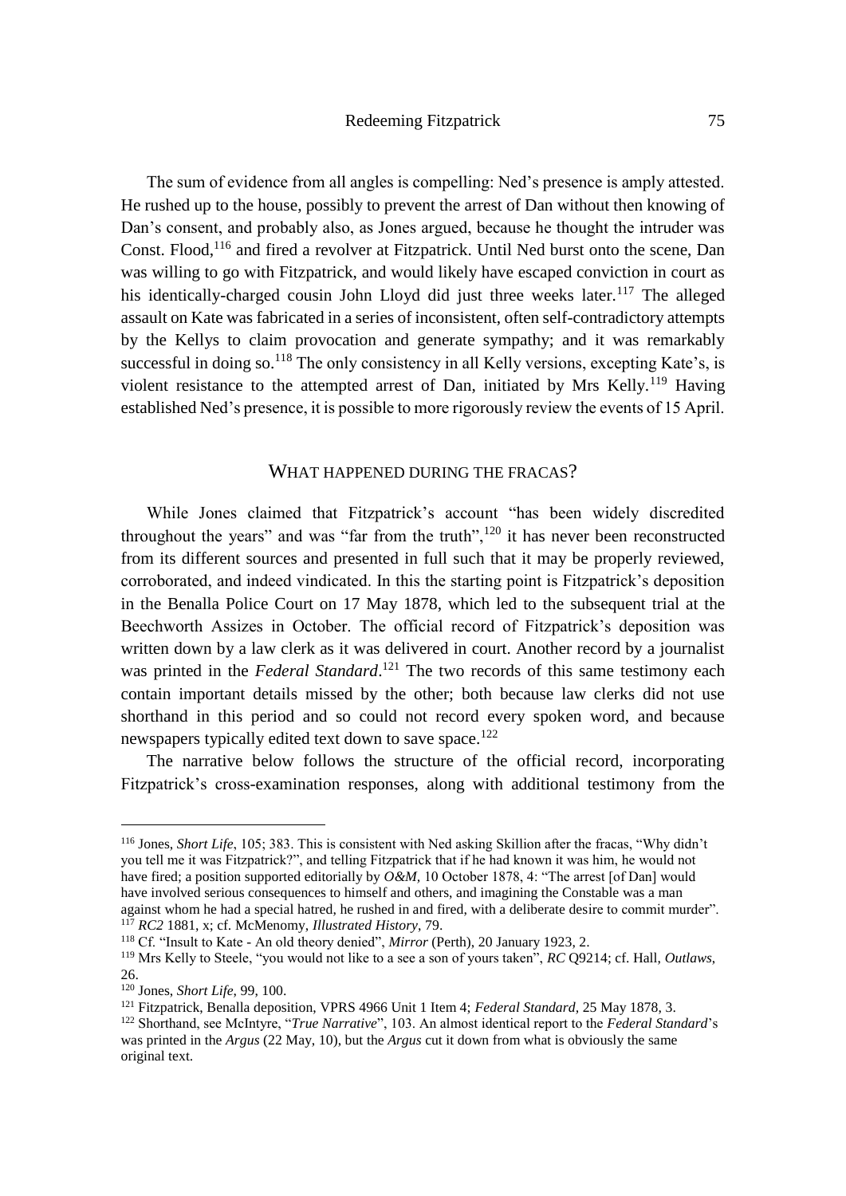The sum of evidence from all angles is compelling: Ned's presence is amply attested. He rushed up to the house, possibly to prevent the arrest of Dan without then knowing of Dan's consent, and probably also, as Jones argued, because he thought the intruder was Const. Flood,[116] and fired a revolver at Fitzpatrick. Until Ned burst onto the scene, Dan was willing to go with Fitzpatrick, and would likely have escaped conviction in court as his identically-charged cousin John Lloyd did just three weeks later.[117] The alleged assault on Kate was fabricated in a series of inconsistent, often self-contradictory attempts by the Kellys to claim provocation and generate sympathy; and it was remarkably successful in doing so.[118] The only consistency in all Kelly versions, excepting Kate's, is violent resistance to the attempted arrest of Dan, initiated by Mrs Kelly.[119] Having established Ned's presence, it is possible to more rigorously review the events of 15 April.

## WHAT HAPPENED DURING THE FRACAS?

While Jones claimed that Fitzpatrick's account "has been widely discredited throughout the years" and was "far from the truth",[120] it has never been reconstructed from its different sources and presented in full such that it may be properly reviewed, corroborated, and indeed vindicated. In this the starting point is Fitzpatrick's deposition in the Benalla Police Court on 17 May 1878, which led to the subsequent trial at the Beechworth Assizes in October. The official record of Fitzpatrick's deposition was written down by a law clerk as it was delivered in court. Another record by a journalist was printed in the *Federal Standard*.[121] The two records of this same testimony each contain important details missed by the other; both because law clerks did not use shorthand in this period and so could not record every spoken word, and because newspapers typically edited text down to save space.[122]

The narrative below follows the structure of the official record, incorporating Fitzpatrick's cross-examination responses, along with additional testimony from the

---

[116] Jones, *Short Life*, 105; 383. This is consistent with Ned asking Skillion after the fracas, "Why didn't you tell me it was Fitzpatrick?", and telling Fitzpatrick that if he had known it was him, he would not have fired; a position supported editorially by *O&M*, 10 October 1878, 4: "The arrest [of Dan] would have involved serious consequences to himself and others, and imagining the Constable was a man against whom he had a special hatred, he rushed in and fired, with a deliberate desire to commit murder".

[117] *RC2* 1881, x; cf. McMenomy, *Illustrated History*, 79.

[118] Cf. "Insult to Kate - An old theory denied", *Mirror* (Perth), 20 January 1923, 2.

[119] Mrs Kelly to Steele, "you would not like to a see a son of yours taken", *RC* Q9214; cf. Hall, *Outlaws*, 26.

[120] Jones, *Short Life*, 99, 100.

[121] Fitzpatrick, Benalla deposition, VPRS 4966 Unit 1 Item 4; *Federal Standard*, 25 May 1878, 3.

[122] Shorthand, see McIntyre, "*True Narrative*", 103. An almost identical report to the *Federal Standard*'s was printed in the *Argus* (22 May, 10), but the *Argus* cut it down from what is obviously the same original text.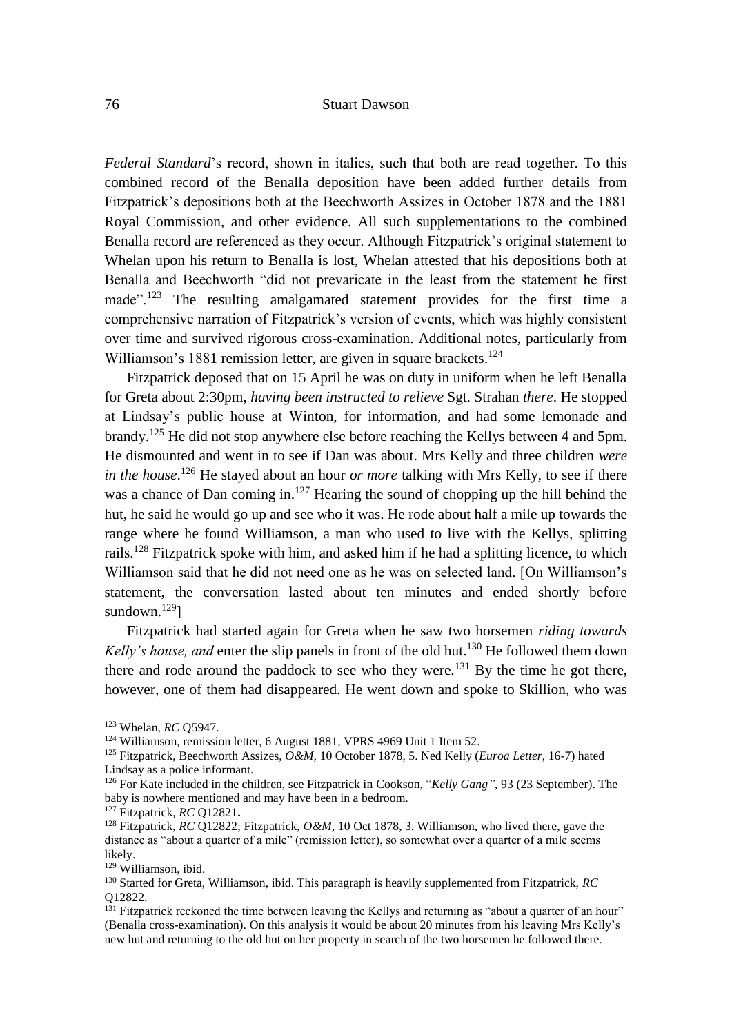*Federal Standard*'s record, shown in italics, such that both are read together. To this combined record of the Benalla deposition have been added further details from Fitzpatrick's depositions both at the Beechworth Assizes in October 1878 and the 1881 Royal Commission, and other evidence. All such supplementations to the combined Benalla record are referenced as they occur. Although Fitzpatrick's original statement to Whelan upon his return to Benalla is lost, Whelan attested that his depositions both at Benalla and Beechworth "did not prevaricate in the least from the statement he first made".[123] The resulting amalgamated statement provides for the first time a comprehensive narration of Fitzpatrick's version of events, which was highly consistent over time and survived rigorous cross-examination. Additional notes, particularly from Williamson's 1881 remission letter, are given in square brackets.[124]

Fitzpatrick deposed that on 15 April he was on duty in uniform when he left Benalla for Greta about 2:30pm, *having been instructed to relieve* Sgt. Strahan *there*. He stopped at Lindsay's public house at Winton, for information, and had some lemonade and brandy.[125] He did not stop anywhere else before reaching the Kellys between 4 and 5pm. He dismounted and went in to see if Dan was about. Mrs Kelly and three children *were in the house*.[126] He stayed about an hour *or more* talking with Mrs Kelly, to see if there was a chance of Dan coming in.[127] Hearing the sound of chopping up the hill behind the hut, he said he would go up and see who it was. He rode about half a mile up towards the range where he found Williamson, a man who used to live with the Kellys, splitting rails.[128] Fitzpatrick spoke with him, and asked him if he had a splitting licence, to which Williamson said that he did not need one as he was on selected land. [On Williamson's statement, the conversation lasted about ten minutes and ended shortly before sundown.[129]]

Fitzpatrick had started again for Greta when he saw two horsemen *riding towards Kelly's house, and* enter the slip panels in front of the old hut.[130] He followed them down there and rode around the paddock to see who they were.[131] By the time he got there, however, one of them had disappeared. He went down and spoke to Skillion, who was

---

[123] Whelan, *RC* Q5947.

[124] Williamson, remission letter, 6 August 1881, VPRS 4969 Unit 1 Item 52.

[125] Fitzpatrick, Beechworth Assizes, *O&M*, 10 October 1878, 5. Ned Kelly (*Euroa Letter*, 16-7) hated Lindsay as a police informant.

[126] For Kate included in the children, see Fitzpatrick in Cookson, "*Kelly Gang"*, 93 (23 September). The baby is nowhere mentioned and may have been in a bedroom.

[127] Fitzpatrick, *RC* Q12821**.**

[128] Fitzpatrick, *RC* Q12822; Fitzpatrick, *O&M*, 10 Oct 1878, 3. Williamson, who lived there, gave the distance as "about a quarter of a mile" (remission letter), so somewhat over a quarter of a mile seems likely.

[129] Williamson, ibid.

[130] Started for Greta, Williamson, ibid. This paragraph is heavily supplemented from Fitzpatrick, *RC* Q12822.

[131] Fitzpatrick reckoned the time between leaving the Kellys and returning as "about a quarter of an hour" (Benalla cross-examination). On this analysis it would be about 20 minutes from his leaving Mrs Kelly's new hut and returning to the old hut on her property in search of the two horsemen he followed there.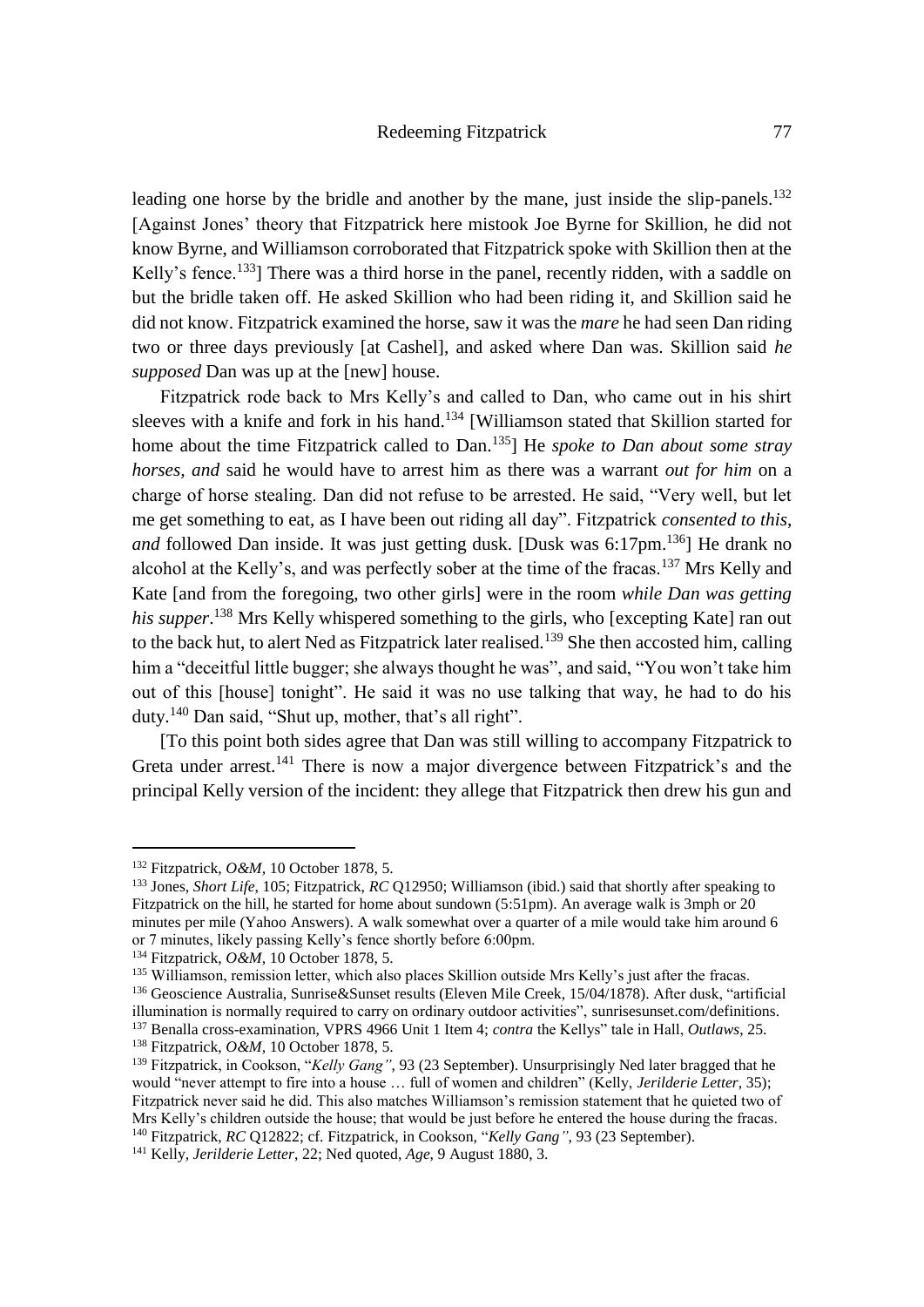leading one horse by the bridle and another by the mane, just inside the slip-panels.[132] [Against Jones' theory that Fitzpatrick here mistook Joe Byrne for Skillion, he did not know Byrne, and Williamson corroborated that Fitzpatrick spoke with Skillion then at the Kelly's fence.[133]] There was a third horse in the panel, recently ridden, with a saddle on but the bridle taken off. He asked Skillion who had been riding it, and Skillion said he did not know. Fitzpatrick examined the horse, saw it was the *mare* he had seen Dan riding two or three days previously [at Cashel], and asked where Dan was. Skillion said *he supposed* Dan was up at the [new] house.

Fitzpatrick rode back to Mrs Kelly's and called to Dan, who came out in his shirt sleeves with a knife and fork in his hand.[134] [Williamson stated that Skillion started for home about the time Fitzpatrick called to Dan.[135]] He *spoke to Dan about some stray horses, and* said he would have to arrest him as there was a warrant *out for him* on a charge of horse stealing. Dan did not refuse to be arrested. He said, "Very well, but let me get something to eat, as I have been out riding all day". Fitzpatrick *consented to this, and* followed Dan inside. It was just getting dusk. [Dusk was 6:17pm.[136]] He drank no alcohol at the Kelly's, and was perfectly sober at the time of the fracas.[137] Mrs Kelly and Kate [and from the foregoing, two other girls] were in the room *while Dan was getting his supper*.[138] Mrs Kelly whispered something to the girls, who [excepting Kate] ran out to the back hut, to alert Ned as Fitzpatrick later realised.[139] She then accosted him, calling him a "deceitful little bugger; she always thought he was", and said, "You won't take him out of this [house] tonight". He said it was no use talking that way, he had to do his duty.[140] Dan said, "Shut up, mother, that's all right".

[To this point both sides agree that Dan was still willing to accompany Fitzpatrick to Greta under arrest.[141] There is now a major divergence between Fitzpatrick's and the principal Kelly version of the incident: they allege that Fitzpatrick then drew his gun and

---

[132] Fitzpatrick, *O&M*, 10 October 1878, 5.

[133] Jones, *Short Life*, 105; Fitzpatrick, *RC* Q12950; Williamson (ibid.) said that shortly after speaking to Fitzpatrick on the hill, he started for home about sundown (5:51pm). An average walk is 3mph or 20 minutes per mile (Yahoo Answers). A walk somewhat over a quarter of a mile would take him around 6 or 7 minutes, likely passing Kelly's fence shortly before 6:00pm.

[134] Fitzpatrick, *O&M*, 10 October 1878, 5.

[135] Williamson, remission letter, which also places Skillion outside Mrs Kelly's just after the fracas.

[136] Geoscience Australia, Sunrise&Sunset results (Eleven Mile Creek, 15/04/1878). After dusk, "artificial illumination is normally required to carry on ordinary outdoor activities", sunrisesunset.com/definitions.

[137] Benalla cross-examination, VPRS 4966 Unit 1 Item 4; *contra* the Kellys" tale in Hall, *Outlaws*, 25.

[138] Fitzpatrick, *O&M*, 10 October 1878, 5.

[139] Fitzpatrick, in Cookson, "*Kelly Gang"*, 93 (23 September). Unsurprisingly Ned later bragged that he would "never attempt to fire into a house … full of women and children" (Kelly, *Jerilderie Letter*, 35); Fitzpatrick never said he did. This also matches Williamson's remission statement that he quieted two of Mrs Kelly's children outside the house; that would be just before he entered the house during the fracas.

[140] Fitzpatrick, *RC* Q12822; cf. Fitzpatrick, in Cookson, "*Kelly Gang"*, 93 (23 September).

[141] Kelly, *Jerilderie Letter*, 22; Ned quoted, *Age*, 9 August 1880, 3.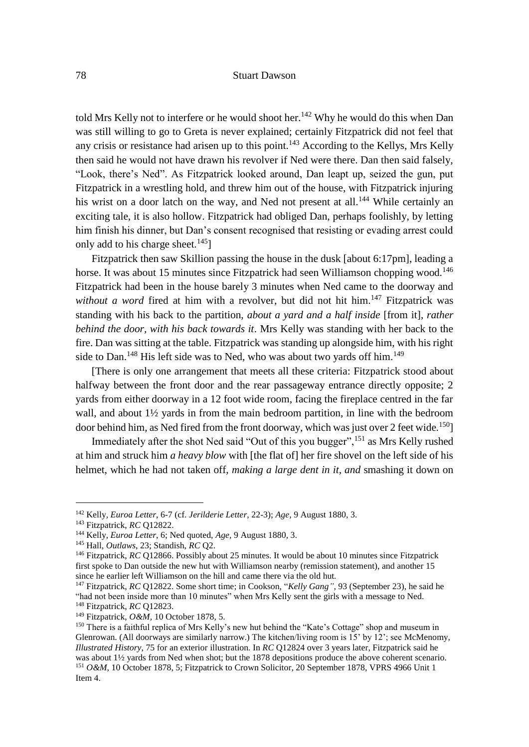told Mrs Kelly not to interfere or he would shoot her.[142] Why he would do this when Dan was still willing to go to Greta is never explained; certainly Fitzpatrick did not feel that any crisis or resistance had arisen up to this point.[143] According to the Kellys, Mrs Kelly then said he would not have drawn his revolver if Ned were there. Dan then said falsely, "Look, there's Ned". As Fitzpatrick looked around, Dan leapt up, seized the gun, put Fitzpatrick in a wrestling hold, and threw him out of the house, with Fitzpatrick injuring his wrist on a door latch on the way, and Ned not present at all.[144] While certainly an exciting tale, it is also hollow. Fitzpatrick had obliged Dan, perhaps foolishly, by letting him finish his dinner, but Dan's consent recognised that resisting or evading arrest could only add to his charge sheet.[145]]

Fitzpatrick then saw Skillion passing the house in the dusk [about 6:17pm], leading a horse. It was about 15 minutes since Fitzpatrick had seen Williamson chopping wood.[146] Fitzpatrick had been in the house barely 3 minutes when Ned came to the doorway and *without a word* fired at him with a revolver, but did not hit him.[147] Fitzpatrick was standing with his back to the partition, *about a yard and a half inside* [from it], *rather behind the door, with his back towards it*. Mrs Kelly was standing with her back to the fire. Dan was sitting at the table. Fitzpatrick was standing up alongside him, with his right side to Dan.[148] His left side was to Ned, who was about two yards off him.[149]

[There is only one arrangement that meets all these criteria: Fitzpatrick stood about halfway between the front door and the rear passageway entrance directly opposite; 2 yards from either doorway in a 12 foot wide room, facing the fireplace centred in the far wall, and about 1½ yards in from the main bedroom partition, in line with the bedroom door behind him, as Ned fired from the front doorway, which was just over 2 feet wide.[150]]

Immediately after the shot Ned said "Out of this you bugger",[151] as Mrs Kelly rushed at him and struck him *a heavy blow* with [the flat of] her fire shovel on the left side of his helmet, which he had not taken off, *making a large dent in it, and* smashing it down on

---

[142] Kelly, *Euroa Letter*, 6-7 (cf. *Jerilderie Letter*, 22-3); *Age*, 9 August 1880, 3.

[143] Fitzpatrick, *RC* Q12822.

[144] Kelly, *Euroa Letter*, 6; Ned quoted, *Age*, 9 August 1880, 3.

[145] Hall, *Outlaws*, 23; Standish, *RC* Q2.

[146] Fitzpatrick, *RC* Q12866. Possibly about 25 minutes. It would be about 10 minutes since Fitzpatrick first spoke to Dan outside the new hut with Williamson nearby (remission statement), and another 15 since he earlier left Williamson on the hill and came there via the old hut.

[147] Fitzpatrick, *RC* Q12822. Some short time; in Cookson, "*Kelly Gang"*, 93 (September 23), he said he "had not been inside more than 10 minutes" when Mrs Kelly sent the girls with a message to Ned.

[148] Fitzpatrick, *RC* Q12823.

[149] Fitzpatrick, *O&M*, 10 October 1878, 5.

[150] There is a faithful replica of Mrs Kelly's new hut behind the "Kate's Cottage" shop and museum in Glenrowan. (All doorways are similarly narrow.) The kitchen/living room is 15' by 12'; see McMenomy, *Illustrated History*, 75 for an exterior illustration. In *RC* Q12824 over 3 years later, Fitzpatrick said he was about 1½ yards from Ned when shot; but the 1878 depositions produce the above coherent scenario.

[151] *O&M*, 10 October 1878, 5; Fitzpatrick to Crown Solicitor, 20 September 1878, VPRS 4966 Unit 1 Item 4.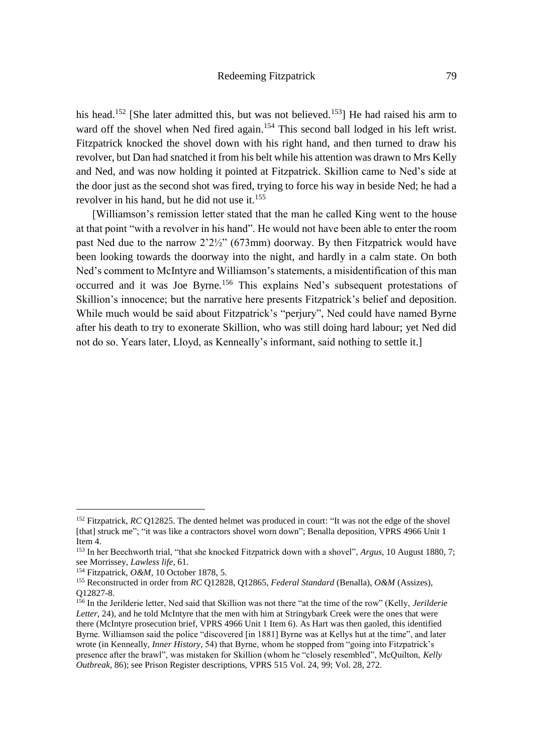his head.[152] [She later admitted this, but was not believed.[153]] He had raised his arm to ward off the shovel when Ned fired again.[154] This second ball lodged in his left wrist. Fitzpatrick knocked the shovel down with his right hand, and then turned to draw his revolver, but Dan had snatched it from his belt while his attention was drawn to Mrs Kelly and Ned, and was now holding it pointed at Fitzpatrick. Skillion came to Ned's side at the door just as the second shot was fired, trying to force his way in beside Ned; he had a revolver in his hand, but he did not use it.[155]

[Williamson's remission letter stated that the man he called King went to the house at that point "with a revolver in his hand". He would not have been able to enter the room past Ned due to the narrow 2'2½" (673mm) doorway. By then Fitzpatrick would have been looking towards the doorway into the night, and hardly in a calm state. On both Ned's comment to McIntyre and Williamson's statements, a misidentification of this man occurred and it was Joe Byrne.[156] This explains Ned's subsequent protestations of Skillion's innocence; but the narrative here presents Fitzpatrick's belief and deposition. While much would be said about Fitzpatrick's "perjury", Ned could have named Byrne after his death to try to exonerate Skillion, who was still doing hard labour; yet Ned did not do so. Years later, Lloyd, as Kenneally's informant, said nothing to settle it.]

---

[152] Fitzpatrick, *RC* Q12825. The dented helmet was produced in court: "It was not the edge of the shovel [that] struck me"; "it was like a contractors shovel worn down"; Benalla deposition, VPRS 4966 Unit 1 Item 4.

[153] In her Beechworth trial, "that she knocked Fitzpatrick down with a shovel", *Argus*, 10 August 1880, 7; see Morrissey, *Lawless life*, 61.

[154] Fitzpatrick, *O&M*, 10 October 1878, 5.

[155] Reconstructed in order from *RC* Q12828, Q12865, *Federal Standard* (Benalla), *O&M* (Assizes), Q12827-8.

[156] In the Jerilderie letter, Ned said that Skillion was not there "at the time of the row" (Kelly, *Jerilderie Letter*, 24), and he told McIntyre that the men with him at Stringybark Creek were the ones that were there (McIntyre prosecution brief, VPRS 4966 Unit 1 Item 6). As Hart was then gaoled, this identified Byrne. Williamson said the police "discovered [in 1881] Byrne was at Kellys hut at the time", and later wrote (in Kenneally, *Inner History*, 54) that Byrne, whom he stopped from "going into Fitzpatrick's presence after the brawl", was mistaken for Skillion (whom he "closely resembled", McQuilton, *Kelly Outbreak*, 86); see Prison Register descriptions, VPRS 515 Vol. 24, 99; Vol. 28, 272.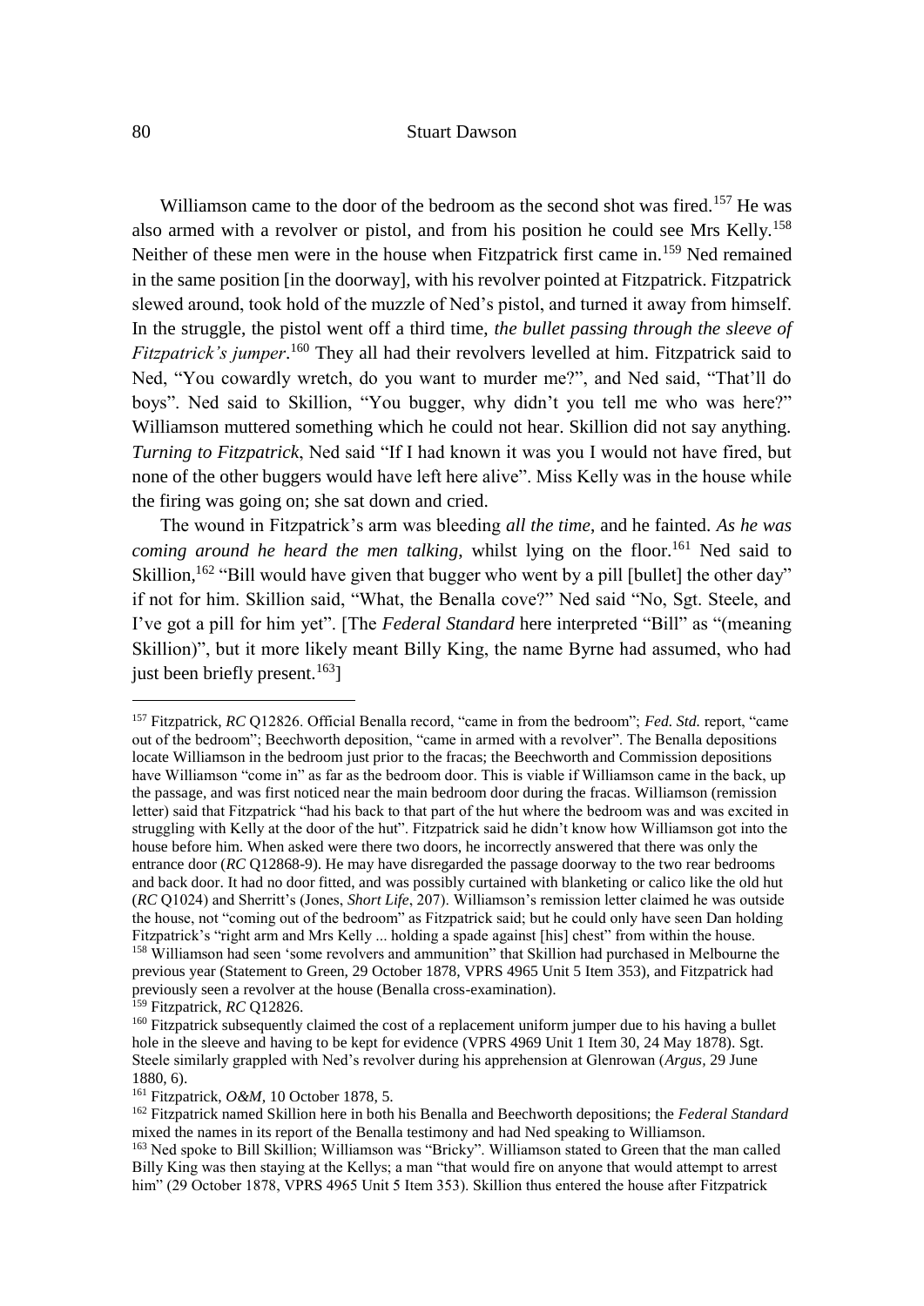Williamson came to the door of the bedroom as the second shot was fired.[157] He was also armed with a revolver or pistol, and from his position he could see Mrs Kelly.[158] Neither of these men were in the house when Fitzpatrick first came in.[159] Ned remained in the same position [in the doorway], with his revolver pointed at Fitzpatrick. Fitzpatrick slewed around, took hold of the muzzle of Ned's pistol, and turned it away from himself. In the struggle, the pistol went off a third time, *the bullet passing through the sleeve of Fitzpatrick's jumper*.[160] They all had their revolvers levelled at him. Fitzpatrick said to Ned, "You cowardly wretch, do you want to murder me?", and Ned said, "That'll do boys". Ned said to Skillion, "You bugger, why didn't you tell me who was here?" Williamson muttered something which he could not hear. Skillion did not say anything. *Turning to Fitzpatrick*, Ned said "If I had known it was you I would not have fired, but none of the other buggers would have left here alive". Miss Kelly was in the house while the firing was going on; she sat down and cried.

The wound in Fitzpatrick's arm was bleeding *all the time*, and he fainted. *As he was coming around he heard the men talking*, whilst lying on the floor.[161] Ned said to Skillion,[162] "Bill would have given that bugger who went by a pill [bullet] the other day" if not for him. Skillion said, "What, the Benalla cove?" Ned said "No, Sgt. Steele, and I've got a pill for him yet". [The *Federal Standard* here interpreted "Bill" as "(meaning Skillion)", but it more likely meant Billy King, the name Byrne had assumed, who had just been briefly present.[163]]

---

[157] Fitzpatrick, *RC* Q12826. Official Benalla record, "came in from the bedroom"; *Fed. Std.* report, "came out of the bedroom"; Beechworth deposition, "came in armed with a revolver". The Benalla depositions locate Williamson in the bedroom just prior to the fracas; the Beechworth and Commission depositions have Williamson "come in" as far as the bedroom door. This is viable if Williamson came in the back, up the passage, and was first noticed near the main bedroom door during the fracas. Williamson (remission letter) said that Fitzpatrick "had his back to that part of the hut where the bedroom was and was excited in struggling with Kelly at the door of the hut". Fitzpatrick said he didn't know how Williamson got into the house before him. When asked were there two doors, he incorrectly answered that there was only the entrance door (*RC* Q12868-9). He may have disregarded the passage doorway to the two rear bedrooms and back door. It had no door fitted, and was possibly curtained with blanketing or calico like the old hut (*RC* Q1024) and Sherritt's (Jones, *Short Life*, 207). Williamson's remission letter claimed he was outside the house, not "coming out of the bedroom" as Fitzpatrick said; but he could only have seen Dan holding Fitzpatrick's "right arm and Mrs Kelly ... holding a spade against [his] chest" from within the house.

[158] Williamson had seen 'some revolvers and ammunition" that Skillion had purchased in Melbourne the previous year (Statement to Green, 29 October 1878, VPRS 4965 Unit 5 Item 353), and Fitzpatrick had previously seen a revolver at the house (Benalla cross-examination).

[159] Fitzpatrick, *RC* Q12826.

[160] Fitzpatrick subsequently claimed the cost of a replacement uniform jumper due to his having a bullet hole in the sleeve and having to be kept for evidence (VPRS 4969 Unit 1 Item 30, 24 May 1878). Sgt. Steele similarly grappled with Ned's revolver during his apprehension at Glenrowan (*Argus*, 29 June 1880, 6).

[161] Fitzpatrick, *O&M*, 10 October 1878, 5.

[162] Fitzpatrick named Skillion here in both his Benalla and Beechworth depositions; the *Federal Standard* mixed the names in its report of the Benalla testimony and had Ned speaking to Williamson.

[163] Ned spoke to Bill Skillion; Williamson was "Bricky". Williamson stated to Green that the man called Billy King was then staying at the Kellys; a man "that would fire on anyone that would attempt to arrest him" (29 October 1878, VPRS 4965 Unit 5 Item 353). Skillion thus entered the house after Fitzpatrick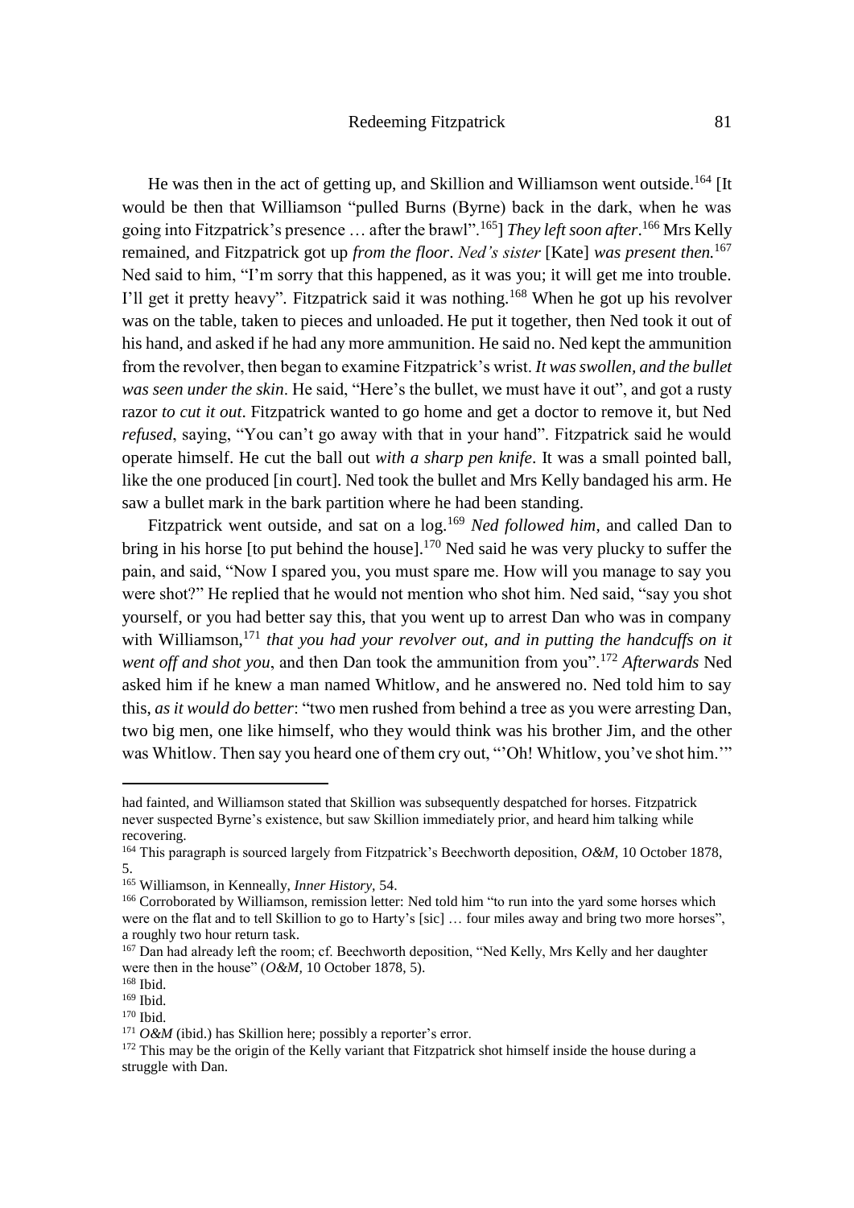He was then in the act of getting up, and Skillion and Williamson went outside.[164] [It would be then that Williamson "pulled Burns (Byrne) back in the dark, when he was going into Fitzpatrick's presence … after the brawl".[165]] *They left soon after*.[166] Mrs Kelly remained, and Fitzpatrick got up *from the floor*. *Ned's sister* [Kate] *was present then.*[167] Ned said to him, "I'm sorry that this happened, as it was you; it will get me into trouble. I'll get it pretty heavy". Fitzpatrick said it was nothing.[168] When he got up his revolver was on the table, taken to pieces and unloaded. He put it together, then Ned took it out of his hand, and asked if he had any more ammunition. He said no. Ned kept the ammunition from the revolver, then began to examine Fitzpatrick's wrist. *It was swollen, and the bullet was seen under the skin*. He said, "Here's the bullet, we must have it out", and got a rusty razor *to cut it out*. Fitzpatrick wanted to go home and get a doctor to remove it, but Ned *refused*, saying, "You can't go away with that in your hand". Fitzpatrick said he would operate himself. He cut the ball out *with a sharp pen knife*. It was a small pointed ball, like the one produced [in court]. Ned took the bullet and Mrs Kelly bandaged his arm. He saw a bullet mark in the bark partition where he had been standing.

Fitzpatrick went outside, and sat on a log.[169] *Ned followed him*, and called Dan to bring in his horse [to put behind the house].[170] Ned said he was very plucky to suffer the pain, and said, "Now I spared you, you must spare me. How will you manage to say you were shot?" He replied that he would not mention who shot him. Ned said, "say you shot yourself, or you had better say this, that you went up to arrest Dan who was in company with Williamson,[171] *that you had your revolver out, and in putting the handcuffs on it went off and shot you*, and then Dan took the ammunition from you".[172] *Afterwards* Ned asked him if he knew a man named Whitlow, and he answered no. Ned told him to say this, *as it would do better*: "two men rushed from behind a tree as you were arresting Dan, two big men, one like himself, who they would think was his brother Jim, and the other was Whitlow. Then say you heard one of them cry out, "'Oh! Whitlow, you've shot him.'"

---

had fainted, and Williamson stated that Skillion was subsequently despatched for horses. Fitzpatrick never suspected Byrne's existence, but saw Skillion immediately prior, and heard him talking while recovering.

[164] This paragraph is sourced largely from Fitzpatrick's Beechworth deposition, *O&M*, 10 October 1878, 5.

[165] Williamson, in Kenneally, *Inner History*, 54.

[166] Corroborated by Williamson, remission letter: Ned told him "to run into the yard some horses which were on the flat and to tell Skillion to go to Harty's [sic] … four miles away and bring two more horses", a roughly two hour return task.

[167] Dan had already left the room; cf. Beechworth deposition, "Ned Kelly, Mrs Kelly and her daughter were then in the house" (*O&M*, 10 October 1878, 5).

[168] Ibid.

[169] Ibid.

[170] Ibid.

[171] *O&M* (ibid.) has Skillion here; possibly a reporter's error.

[172] This may be the origin of the Kelly variant that Fitzpatrick shot himself inside the house during a struggle with Dan.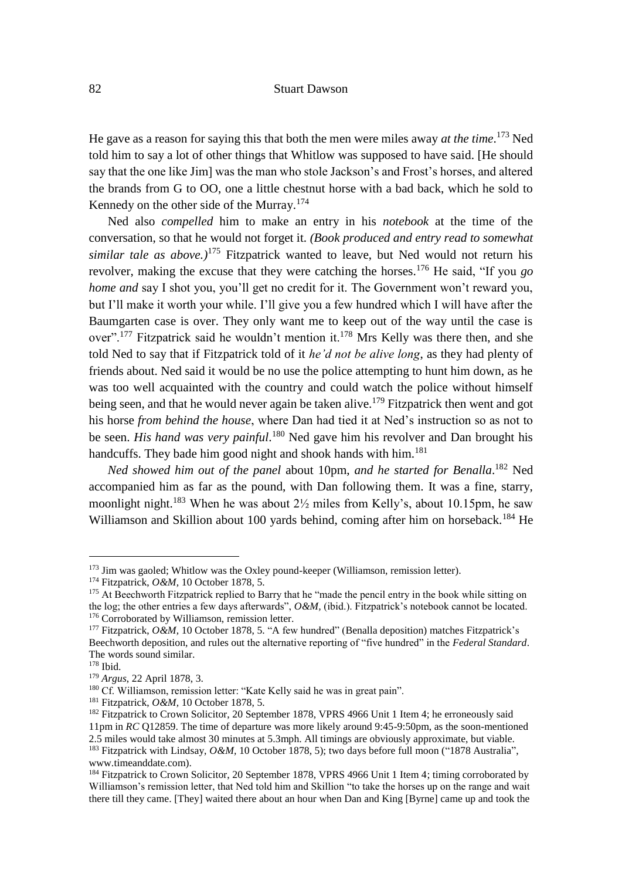He gave as a reason for saying this that both the men were miles away *at the time*.[173] Ned told him to say a lot of other things that Whitlow was supposed to have said. [He should say that the one like Jim] was the man who stole Jackson's and Frost's horses, and altered the brands from G to OO, one a little chestnut horse with a bad back, which he sold to Kennedy on the other side of the Murray.[174]

Ned also *compelled* him to make an entry in his *notebook* at the time of the conversation, so that he would not forget it. *(Book produced and entry read to somewhat similar tale as above.)*[175] Fitzpatrick wanted to leave, but Ned would not return his revolver, making the excuse that they were catching the horses.[176] He said, "If you *go home and* say I shot you, you'll get no credit for it. The Government won't reward you, but I'll make it worth your while. I'll give you a few hundred which I will have after the Baumgarten case is over. They only want me to keep out of the way until the case is over".[177] Fitzpatrick said he wouldn't mention it.[178] Mrs Kelly was there then, and she told Ned to say that if Fitzpatrick told of it *he'd not be alive long*, as they had plenty of friends about. Ned said it would be no use the police attempting to hunt him down, as he was too well acquainted with the country and could watch the police without himself being seen, and that he would never again be taken alive.[179] Fitzpatrick then went and got his horse *from behind the house*, where Dan had tied it at Ned's instruction so as not to be seen. *His hand was very painful*.[180] Ned gave him his revolver and Dan brought his handcuffs. They bade him good night and shook hands with him.[181]

*Ned showed him out of the panel* about 10pm, *and he started for Benalla*.[182] Ned accompanied him as far as the pound, with Dan following them. It was a fine, starry, moonlight night.[183] When he was about 2½ miles from Kelly's, about 10.15pm, he saw Williamson and Skillion about 100 yards behind, coming after him on horseback.[184] He

---

[173] Jim was gaoled; Whitlow was the Oxley pound-keeper (Williamson, remission letter).

[174] Fitzpatrick, *O&M*, 10 October 1878, 5.

[175] At Beechworth Fitzpatrick replied to Barry that he "made the pencil entry in the book while sitting on the log; the other entries a few days afterwards", *O&M*, (ibid.). Fitzpatrick's notebook cannot be located.

[176] Corroborated by Williamson, remission letter.

[177] Fitzpatrick, *O&M*, 10 October 1878, 5. "A few hundred" (Benalla deposition) matches Fitzpatrick's Beechworth deposition, and rules out the alternative reporting of "five hundred" in the *Federal Standard*. The words sound similar.

[178] Ibid.

[179] *Argus*, 22 April 1878, 3.

[180] Cf. Williamson, remission letter: "Kate Kelly said he was in great pain".

[181] Fitzpatrick, *O&M*, 10 October 1878, 5.

[182] Fitzpatrick to Crown Solicitor, 20 September 1878, VPRS 4966 Unit 1 Item 4; he erroneously said 11pm in *RC* Q12859. The time of departure was more likely around 9:45-9:50pm, as the soon-mentioned 2.5 miles would take almost 30 minutes at 5.3mph. All timings are obviously approximate, but viable.

[183] Fitzpatrick with Lindsay, *O&M*, 10 October 1878, 5); two days before full moon ("1878 Australia", www.timeanddate.com).

[184] Fitzpatrick to Crown Solicitor, 20 September 1878, VPRS 4966 Unit 1 Item 4; timing corroborated by Williamson's remission letter, that Ned told him and Skillion "to take the horses up on the range and wait there till they came. [They] waited there about an hour when Dan and King [Byrne] came up and took the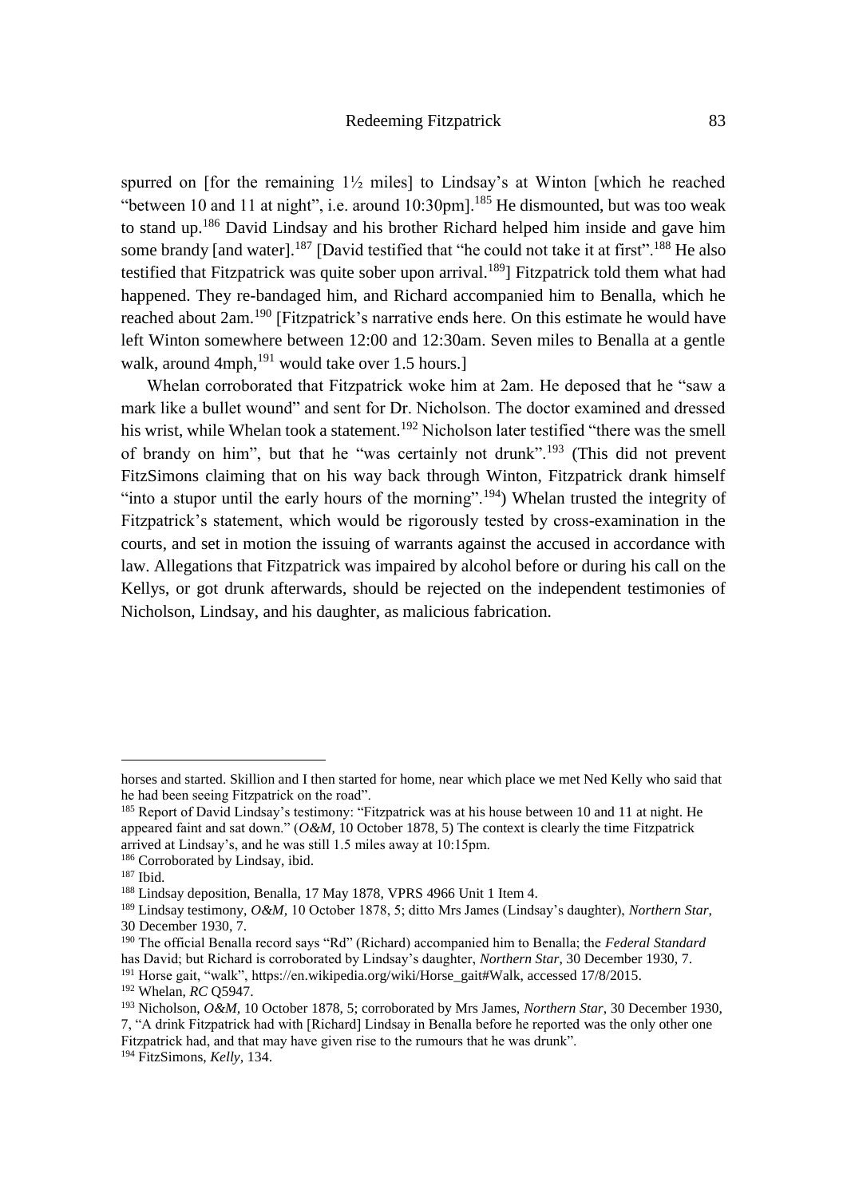spurred on [for the remaining 1½ miles] to Lindsay's at Winton [which he reached "between 10 and 11 at night", i.e. around 10:30pm].[185] He dismounted, but was too weak to stand up.[186] David Lindsay and his brother Richard helped him inside and gave him some brandy [and water].[187] [David testified that "he could not take it at first".[188] He also testified that Fitzpatrick was quite sober upon arrival.[189]] Fitzpatrick told them what had happened. They re-bandaged him, and Richard accompanied him to Benalla, which he reached about 2am.[190] [Fitzpatrick's narrative ends here. On this estimate he would have left Winton somewhere between 12:00 and 12:30am. Seven miles to Benalla at a gentle walk, around 4mph,[191] would take over 1.5 hours.]

Whelan corroborated that Fitzpatrick woke him at 2am. He deposed that he "saw a mark like a bullet wound" and sent for Dr. Nicholson. The doctor examined and dressed his wrist, while Whelan took a statement.[192] Nicholson later testified "there was the smell of brandy on him", but that he "was certainly not drunk".[193] (This did not prevent FitzSimons claiming that on his way back through Winton, Fitzpatrick drank himself "into a stupor until the early hours of the morning".[194]) Whelan trusted the integrity of Fitzpatrick's statement, which would be rigorously tested by cross-examination in the courts, and set in motion the issuing of warrants against the accused in accordance with law. Allegations that Fitzpatrick was impaired by alcohol before or during his call on the Kellys, or got drunk afterwards, should be rejected on the independent testimonies of Nicholson, Lindsay, and his daughter, as malicious fabrication.

---

horses and started. Skillion and I then started for home, near which place we met Ned Kelly who said that he had been seeing Fitzpatrick on the road".

[185] Report of David Lindsay's testimony: "Fitzpatrick was at his house between 10 and 11 at night. He appeared faint and sat down." (*O&M*, 10 October 1878, 5) The context is clearly the time Fitzpatrick arrived at Lindsay's, and he was still 1.5 miles away at 10:15pm.

[186] Corroborated by Lindsay, ibid.

[187] Ibid.

[188] Lindsay deposition, Benalla, 17 May 1878, VPRS 4966 Unit 1 Item 4.

[189] Lindsay testimony, *O&M*, 10 October 1878, 5; ditto Mrs James (Lindsay's daughter), *Northern Star*, 30 December 1930, 7.

[190] The official Benalla record says "Rd" (Richard) accompanied him to Benalla; the *Federal Standard* has David; but Richard is corroborated by Lindsay's daughter, *Northern Star*, 30 December 1930, 7.

[191] Horse gait, "walk", https://en.wikipedia.org/wiki/Horse_gait#Walk, accessed 17/8/2015.

[192] Whelan, *RC* Q5947.

[193] Nicholson, *O&M*, 10 October 1878, 5; corroborated by Mrs James, *Northern Star*, 30 December 1930, 7, "A drink Fitzpatrick had with [Richard] Lindsay in Benalla before he reported was the only other one Fitzpatrick had, and that may have given rise to the rumours that he was drunk".

[194] FitzSimons, *Kelly*, 134.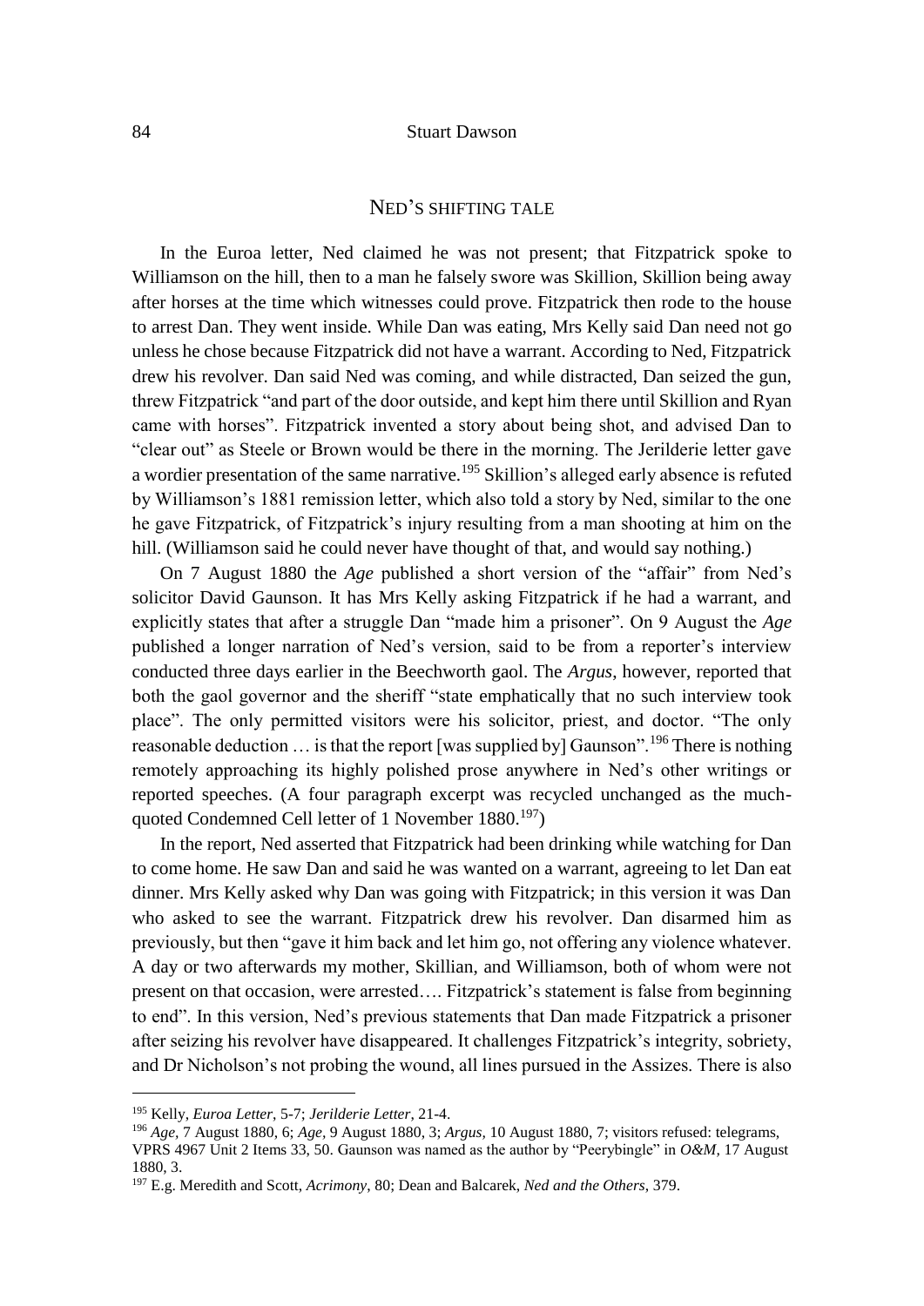## NED'S SHIFTING TALE

In the Euroa letter, Ned claimed he was not present; that Fitzpatrick spoke to Williamson on the hill, then to a man he falsely swore was Skillion, Skillion being away after horses at the time which witnesses could prove. Fitzpatrick then rode to the house to arrest Dan. They went inside. While Dan was eating, Mrs Kelly said Dan need not go unless he chose because Fitzpatrick did not have a warrant. According to Ned, Fitzpatrick drew his revolver. Dan said Ned was coming, and while distracted, Dan seized the gun, threw Fitzpatrick "and part of the door outside, and kept him there until Skillion and Ryan came with horses". Fitzpatrick invented a story about being shot, and advised Dan to "clear out" as Steele or Brown would be there in the morning. The Jerilderie letter gave a wordier presentation of the same narrative.[195] Skillion's alleged early absence is refuted by Williamson's 1881 remission letter, which also told a story by Ned, similar to the one he gave Fitzpatrick, of Fitzpatrick's injury resulting from a man shooting at him on the hill. (Williamson said he could never have thought of that, and would say nothing.)

On 7 August 1880 the *Age* published a short version of the "affair" from Ned's solicitor David Gaunson. It has Mrs Kelly asking Fitzpatrick if he had a warrant, and explicitly states that after a struggle Dan "made him a prisoner". On 9 August the *Age* published a longer narration of Ned's version, said to be from a reporter's interview conducted three days earlier in the Beechworth gaol. The *Argus*, however, reported that both the gaol governor and the sheriff "state emphatically that no such interview took place". The only permitted visitors were his solicitor, priest, and doctor. "The only reasonable deduction … is that the report [was supplied by] Gaunson".[196] There is nothing remotely approaching its highly polished prose anywhere in Ned's other writings or reported speeches. (A four paragraph excerpt was recycled unchanged as the much-quoted Condemned Cell letter of 1 November 1880.[197])

In the report, Ned asserted that Fitzpatrick had been drinking while watching for Dan to come home. He saw Dan and said he was wanted on a warrant, agreeing to let Dan eat dinner. Mrs Kelly asked why Dan was going with Fitzpatrick; in this version it was Dan who asked to see the warrant. Fitzpatrick drew his revolver. Dan disarmed him as previously, but then "gave it him back and let him go, not offering any violence whatever. A day or two afterwards my mother, Skillian, and Williamson, both of whom were not present on that occasion, were arrested…. Fitzpatrick's statement is false from beginning to end". In this version, Ned's previous statements that Dan made Fitzpatrick a prisoner after seizing his revolver have disappeared. It challenges Fitzpatrick's integrity, sobriety, and Dr Nicholson's not probing the wound, all lines pursued in the Assizes. There is also

---

[195] Kelly, *Euroa Letter*, 5-7; *Jerilderie Letter*, 21-4.

[196] *Age*, 7 August 1880, 6; *Age*, 9 August 1880, 3; *Argus*, 10 August 1880, 7; visitors refused: telegrams, VPRS 4967 Unit 2 Items 33, 50. Gaunson was named as the author by "Peerybingle" in *O&M*, 17 August 1880, 3.

[197] E.g. Meredith and Scott, *Acrimony*, 80; Dean and Balcarek, *Ned and the Others*, 379.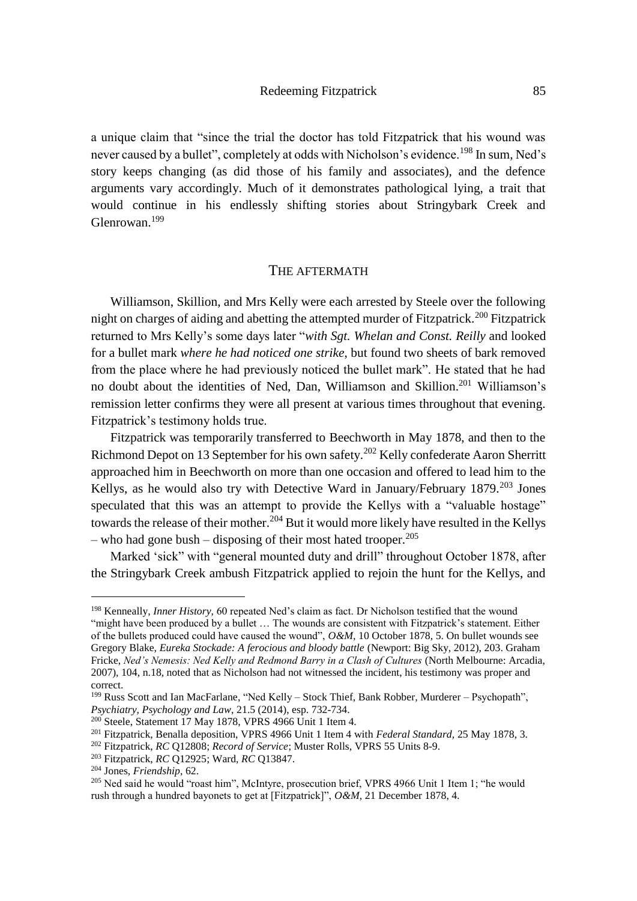a unique claim that "since the trial the doctor has told Fitzpatrick that his wound was never caused by a bullet", completely at odds with Nicholson's evidence.[198] In sum, Ned's story keeps changing (as did those of his family and associates), and the defence arguments vary accordingly. Much of it demonstrates pathological lying, a trait that would continue in his endlessly shifting stories about Stringybark Creek and Glenrowan.[199]

## THE AFTERMATH

Williamson, Skillion, and Mrs Kelly were each arrested by Steele over the following night on charges of aiding and abetting the attempted murder of Fitzpatrick.[200] Fitzpatrick returned to Mrs Kelly's some days later "*with Sgt. Whelan and Const. Reilly* and looked for a bullet mark *where he had noticed one strike*, but found two sheets of bark removed from the place where he had previously noticed the bullet mark". He stated that he had no doubt about the identities of Ned, Dan, Williamson and Skillion.[201] Williamson's remission letter confirms they were all present at various times throughout that evening. Fitzpatrick's testimony holds true.

Fitzpatrick was temporarily transferred to Beechworth in May 1878, and then to the Richmond Depot on 13 September for his own safety.[202] Kelly confederate Aaron Sherritt approached him in Beechworth on more than one occasion and offered to lead him to the Kellys, as he would also try with Detective Ward in January/February 1879.[203] Jones speculated that this was an attempt to provide the Kellys with a "valuable hostage" towards the release of their mother.[204] But it would more likely have resulted in the Kellys – who had gone bush – disposing of their most hated trooper.[205]

Marked 'sick" with "general mounted duty and drill" throughout October 1878, after the Stringybark Creek ambush Fitzpatrick applied to rejoin the hunt for the Kellys, and

---

[198] Kenneally, *Inner History*, 60 repeated Ned's claim as fact. Dr Nicholson testified that the wound "might have been produced by a bullet … The wounds are consistent with Fitzpatrick's statement. Either of the bullets produced could have caused the wound", *O&M*, 10 October 1878, 5. On bullet wounds see Gregory Blake, *Eureka Stockade: A ferocious and bloody battle* (Newport: Big Sky, 2012), 203. Graham Fricke, *Ned's Nemesis: Ned Kelly and Redmond Barry in a Clash of Cultures* (North Melbourne: Arcadia, 2007), 104, n.18, noted that as Nicholson had not witnessed the incident, his testimony was proper and correct.

[199] Russ Scott and Ian MacFarlane, "Ned Kelly – Stock Thief, Bank Robber, Murderer – Psychopath", *Psychiatry, Psychology and Law*, 21.5 (2014), esp. 732-734.

[200] Steele, Statement 17 May 1878, VPRS 4966 Unit 1 Item 4.

[201] Fitzpatrick, Benalla deposition, VPRS 4966 Unit 1 Item 4 with *Federal Standard*, 25 May 1878, 3.

[202] Fitzpatrick, *RC* Q12808; *Record of Service*; Muster Rolls, VPRS 55 Units 8-9.

[203] Fitzpatrick, *RC* Q12925; Ward, *RC* Q13847.

[204] Jones, *Friendship*, 62.

[205] Ned said he would "roast him", McIntyre, prosecution brief, VPRS 4966 Unit 1 Item 1; "he would rush through a hundred bayonets to get at [Fitzpatrick]", *O&M*, 21 December 1878, 4.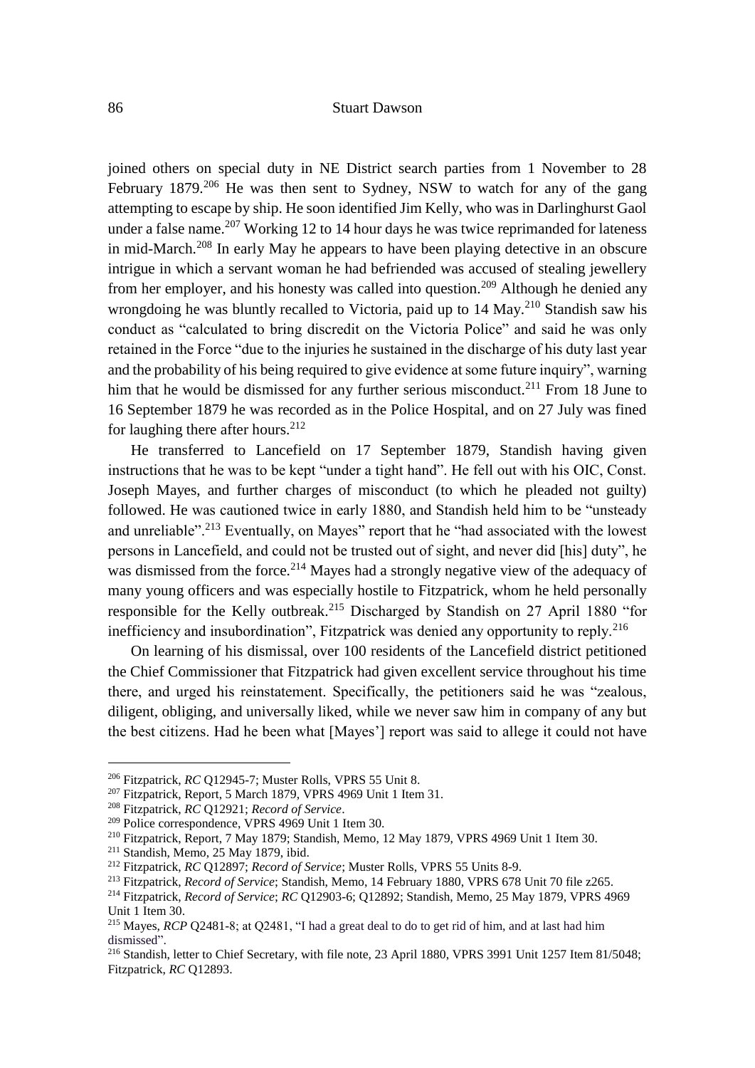joined others on special duty in NE District search parties from 1 November to 28 February 1879.[206] He was then sent to Sydney, NSW to watch for any of the gang attempting to escape by ship. He soon identified Jim Kelly, who was in Darlinghurst Gaol under a false name.[207] Working 12 to 14 hour days he was twice reprimanded for lateness in mid-March.[208] In early May he appears to have been playing detective in an obscure intrigue in which a servant woman he had befriended was accused of stealing jewellery from her employer, and his honesty was called into question.[209] Although he denied any wrongdoing he was bluntly recalled to Victoria, paid up to 14 May.[210] Standish saw his conduct as "calculated to bring discredit on the Victoria Police" and said he was only retained in the Force "due to the injuries he sustained in the discharge of his duty last year and the probability of his being required to give evidence at some future inquiry", warning him that he would be dismissed for any further serious misconduct.[211] From 18 June to 16 September 1879 he was recorded as in the Police Hospital, and on 27 July was fined for laughing there after hours.[212]

He transferred to Lancefield on 17 September 1879, Standish having given instructions that he was to be kept "under a tight hand". He fell out with his OIC, Const. Joseph Mayes, and further charges of misconduct (to which he pleaded not guilty) followed. He was cautioned twice in early 1880, and Standish held him to be "unsteady and unreliable".[213] Eventually, on Mayes" report that he "had associated with the lowest persons in Lancefield, and could not be trusted out of sight, and never did [his] duty", he was dismissed from the force.[214] Mayes had a strongly negative view of the adequacy of many young officers and was especially hostile to Fitzpatrick, whom he held personally responsible for the Kelly outbreak.[215] Discharged by Standish on 27 April 1880 "for inefficiency and insubordination", Fitzpatrick was denied any opportunity to reply.[216]

On learning of his dismissal, over 100 residents of the Lancefield district petitioned the Chief Commissioner that Fitzpatrick had given excellent service throughout his time there, and urged his reinstatement. Specifically, the petitioners said he was "zealous, diligent, obliging, and universally liked, while we never saw him in company of any but the best citizens. Had he been what [Mayes'] report was said to allege it could not have

---

[206] Fitzpatrick, *RC* Q12945-7; Muster Rolls, VPRS 55 Unit 8.

[207] Fitzpatrick, Report, 5 March 1879, VPRS 4969 Unit 1 Item 31.

[208] Fitzpatrick, *RC* Q12921; *Record of Service*.

[209] Police correspondence, VPRS 4969 Unit 1 Item 30.

[210] Fitzpatrick, Report, 7 May 1879; Standish, Memo, 12 May 1879, VPRS 4969 Unit 1 Item 30.

[211] Standish, Memo, 25 May 1879, ibid.

[212] Fitzpatrick, *RC* Q12897; *Record of Service*; Muster Rolls, VPRS 55 Units 8-9.

[213] Fitzpatrick, *Record of Service*; Standish, Memo, 14 February 1880, VPRS 678 Unit 70 file z265.

[214] Fitzpatrick, *Record of Service*; *RC* Q12903-6; Q12892; Standish, Memo, 25 May 1879, VPRS 4969 Unit 1 Item 30.

[215] Mayes, *RCP* Q2481-8; at Q2481, "I had a great deal to do to get rid of him, and at last had him dismissed".

[216] Standish, letter to Chief Secretary, with file note, 23 April 1880, VPRS 3991 Unit 1257 Item 81/5048; Fitzpatrick, *RC* Q12893.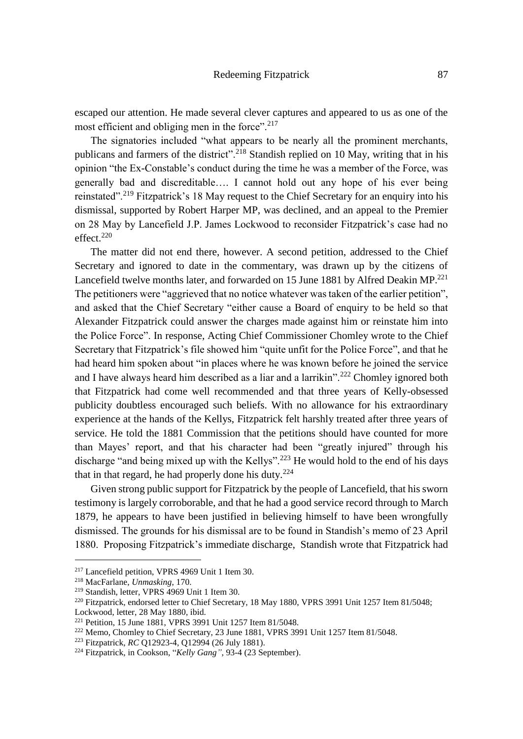escaped our attention. He made several clever captures and appeared to us as one of the most efficient and obliging men in the force".[217]

The signatories included "what appears to be nearly all the prominent merchants, publicans and farmers of the district".[218] Standish replied on 10 May, writing that in his opinion "the Ex-Constable's conduct during the time he was a member of the Force, was generally bad and discreditable…. I cannot hold out any hope of his ever being reinstated".[219] Fitzpatrick's 18 May request to the Chief Secretary for an enquiry into his dismissal, supported by Robert Harper MP, was declined, and an appeal to the Premier on 28 May by Lancefield J.P. James Lockwood to reconsider Fitzpatrick's case had no effect.[220]

The matter did not end there, however. A second petition, addressed to the Chief Secretary and ignored to date in the commentary, was drawn up by the citizens of Lancefield twelve months later, and forwarded on 15 June 1881 by Alfred Deakin MP.[221] The petitioners were "aggrieved that no notice whatever was taken of the earlier petition", and asked that the Chief Secretary "either cause a Board of enquiry to be held so that Alexander Fitzpatrick could answer the charges made against him or reinstate him into the Police Force". In response, Acting Chief Commissioner Chomley wrote to the Chief Secretary that Fitzpatrick's file showed him "quite unfit for the Police Force", and that he had heard him spoken about "in places where he was known before he joined the service and I have always heard him described as a liar and a larrikin".[222] Chomley ignored both that Fitzpatrick had come well recommended and that three years of Kelly-obsessed publicity doubtless encouraged such beliefs. With no allowance for his extraordinary experience at the hands of the Kellys, Fitzpatrick felt harshly treated after three years of service. He told the 1881 Commission that the petitions should have counted for more than Mayes' report, and that his character had been "greatly injured" through his discharge "and being mixed up with the Kellys".[223] He would hold to the end of his days that in that regard, he had properly done his duty.[224]

Given strong public support for Fitzpatrick by the people of Lancefield, that his sworn testimony is largely corroborable, and that he had a good service record through to March 1879, he appears to have been justified in believing himself to have been wrongfully dismissed. The grounds for his dismissal are to be found in Standish's memo of 23 April 1880. Proposing Fitzpatrick's immediate discharge, Standish wrote that Fitzpatrick had

---

[217] Lancefield petition, VPRS 4969 Unit 1 Item 30.

[218] MacFarlane, *Unmasking*, 170.

[219] Standish, letter, VPRS 4969 Unit 1 Item 30.

[220] Fitzpatrick, endorsed letter to Chief Secretary, 18 May 1880, VPRS 3991 Unit 1257 Item 81/5048; Lockwood, letter, 28 May 1880, ibid.

[221] Petition, 15 June 1881, VPRS 3991 Unit 1257 Item 81/5048.

[222] Memo, Chomley to Chief Secretary, 23 June 1881, VPRS 3991 Unit 1257 Item 81/5048.

[223] Fitzpatrick, *RC* Q12923-4, Q12994 (26 July 1881).

[224] Fitzpatrick, in Cookson, "*Kelly Gang"*, 93-4 (23 September).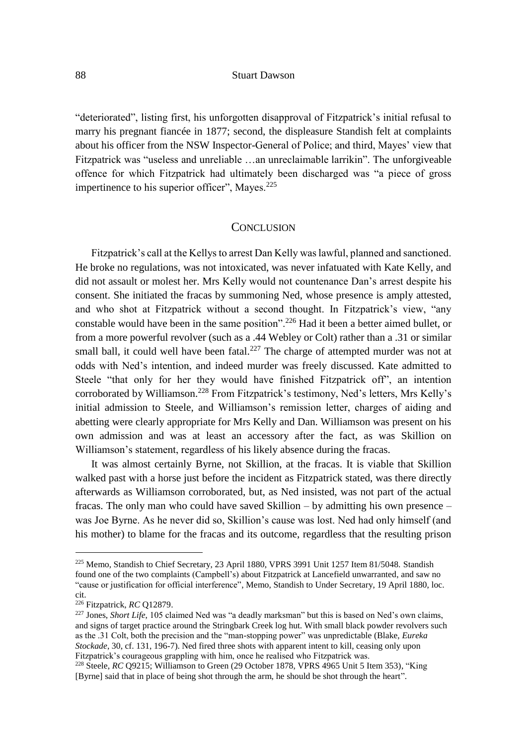"deteriorated", listing first, his unforgotten disapproval of Fitzpatrick's initial refusal to marry his pregnant fiancée in 1877; second, the displeasure Standish felt at complaints about his officer from the NSW Inspector-General of Police; and third, Mayes' view that Fitzpatrick was "useless and unreliable …an unreclaimable larrikin". The unforgiveable offence for which Fitzpatrick had ultimately been discharged was "a piece of gross impertinence to his superior officer", Mayes.[225]

## CONCLUSION

Fitzpatrick's call at the Kellys to arrest Dan Kelly was lawful, planned and sanctioned. He broke no regulations, was not intoxicated, was never infatuated with Kate Kelly, and did not assault or molest her. Mrs Kelly would not countenance Dan's arrest despite his consent. She initiated the fracas by summoning Ned, whose presence is amply attested, and who shot at Fitzpatrick without a second thought. In Fitzpatrick's view, "any constable would have been in the same position".[226] Had it been a better aimed bullet, or from a more powerful revolver (such as a .44 Webley or Colt) rather than a .31 or similar small ball, it could well have been fatal.[227] The charge of attempted murder was not at odds with Ned's intention, and indeed murder was freely discussed. Kate admitted to Steele "that only for her they would have finished Fitzpatrick off", an intention corroborated by Williamson.[228] From Fitzpatrick's testimony, Ned's letters, Mrs Kelly's initial admission to Steele, and Williamson's remission letter, charges of aiding and abetting were clearly appropriate for Mrs Kelly and Dan. Williamson was present on his own admission and was at least an accessory after the fact, as was Skillion on Williamson's statement, regardless of his likely absence during the fracas.

It was almost certainly Byrne, not Skillion, at the fracas. It is viable that Skillion walked past with a horse just before the incident as Fitzpatrick stated, was there directly afterwards as Williamson corroborated, but, as Ned insisted, was not part of the actual fracas. The only man who could have saved Skillion – by admitting his own presence – was Joe Byrne. As he never did so, Skillion's cause was lost. Ned had only himself (and his mother) to blame for the fracas and its outcome, regardless that the resulting prison

---

[225] Memo, Standish to Chief Secretary, 23 April 1880, VPRS 3991 Unit 1257 Item 81/5048. Standish found one of the two complaints (Campbell's) about Fitzpatrick at Lancefield unwarranted, and saw no "cause or justification for official interference", Memo, Standish to Under Secretary, 19 April 1880, loc. cit.

[226] Fitzpatrick, *RC* Q12879.

[227] Jones, *Short Life*, 105 claimed Ned was "a deadly marksman" but this is based on Ned's own claims, and signs of target practice around the Stringbark Creek log hut. With small black powder revolvers such as the .31 Colt, both the precision and the "man-stopping power" was unpredictable (Blake, *Eureka Stockade*, 30, cf. 131, 196-7). Ned fired three shots with apparent intent to kill, ceasing only upon Fitzpatrick's courageous grappling with him, once he realised who Fitzpatrick was.

[228] Steele, *RC* Q9215; Williamson to Green (29 October 1878, VPRS 4965 Unit 5 Item 353), "King [Byrne] said that in place of being shot through the arm, he should be shot through the heart".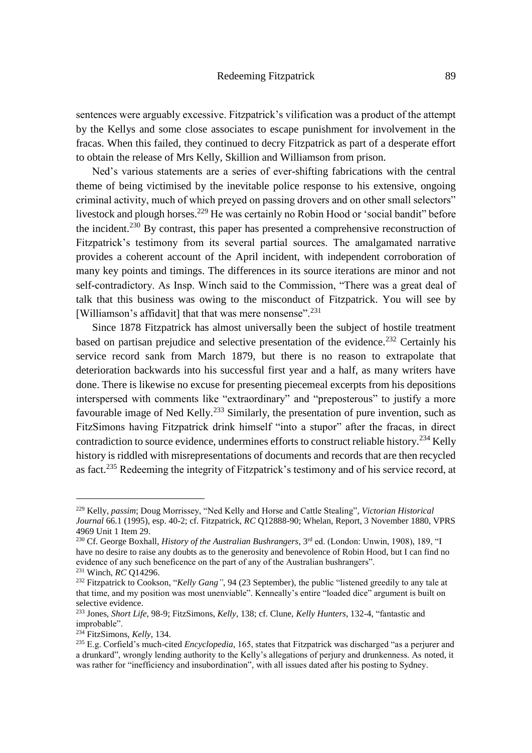sentences were arguably excessive. Fitzpatrick's vilification was a product of the attempt by the Kellys and some close associates to escape punishment for involvement in the fracas. When this failed, they continued to decry Fitzpatrick as part of a desperate effort to obtain the release of Mrs Kelly, Skillion and Williamson from prison.

Ned's various statements are a series of ever-shifting fabrications with the central theme of being victimised by the inevitable police response to his extensive, ongoing criminal activity, much of which preyed on passing drovers and on other small selectors" livestock and plough horses.[229] He was certainly no Robin Hood or 'social bandit" before the incident.[230] By contrast, this paper has presented a comprehensive reconstruction of Fitzpatrick's testimony from its several partial sources. The amalgamated narrative provides a coherent account of the April incident, with independent corroboration of many key points and timings. The differences in its source iterations are minor and not self-contradictory. As Insp. Winch said to the Commission, "There was a great deal of talk that this business was owing to the misconduct of Fitzpatrick. You will see by [Williamson's affidavit] that that was mere nonsense".[231]

Since 1878 Fitzpatrick has almost universally been the subject of hostile treatment based on partisan prejudice and selective presentation of the evidence.[232] Certainly his service record sank from March 1879, but there is no reason to extrapolate that deterioration backwards into his successful first year and a half, as many writers have done. There is likewise no excuse for presenting piecemeal excerpts from his depositions interspersed with comments like "extraordinary" and "preposterous" to justify a more favourable image of Ned Kelly.[233] Similarly, the presentation of pure invention, such as FitzSimons having Fitzpatrick drink himself "into a stupor" after the fracas, in direct contradiction to source evidence, undermines efforts to construct reliable history.[234] Kelly history is riddled with misrepresentations of documents and records that are then recycled as fact.[235] Redeeming the integrity of Fitzpatrick's testimony and of his service record, at

---

[229] Kelly, *passim*; Doug Morrissey, "Ned Kelly and Horse and Cattle Stealing", *Victorian Historical Journal* 66.1 (1995), esp. 40-2; cf. Fitzpatrick, *RC* Q12888-90; Whelan, Report, 3 November 1880, VPRS 4969 Unit 1 Item 29.

[230] Cf. George Boxhall, *History of the Australian Bushrangers*, 3rd ed. (London: Unwin, 1908), 189, "I have no desire to raise any doubts as to the generosity and benevolence of Robin Hood, but I can find no evidence of any such beneficence on the part of any of the Australian bushrangers".

[231] Winch, *RC* Q14296.

[232] Fitzpatrick to Cookson, "*Kelly Gang"*, 94 (23 September), the public "listened greedily to any tale at that time, and my position was most unenviable". Kenneally's entire "loaded dice" argument is built on selective evidence.

[233] Jones, *Short Life*, 98-9; FitzSimons, *Kelly*, 138; cf. Clune, *Kelly Hunters*, 132-4, "fantastic and improbable".

[234] FitzSimons, *Kelly*, 134.

[235] E.g. Corfield's much-cited *Encyclopedia*, 165, states that Fitzpatrick was discharged "as a perjurer and a drunkard", wrongly lending authority to the Kelly's allegations of perjury and drunkenness. As noted, it was rather for "inefficiency and insubordination", with all issues dated after his posting to Sydney.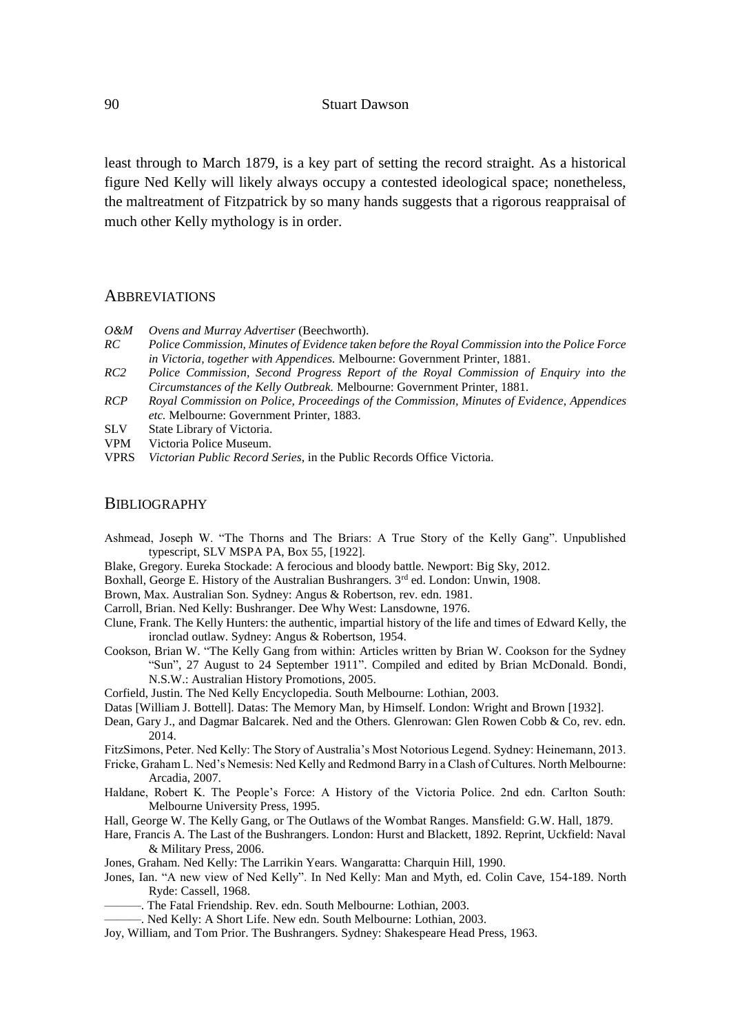least through to March 1879, is a key part of setting the record straight. As a historical figure Ned Kelly will likely always occupy a contested ideological space; nonetheless, the maltreatment of Fitzpatrick by so many hands suggests that a rigorous reappraisal of much other Kelly mythology is in order.

## Abbreviations

*O&M* *Ovens and Murray Advertiser* (Beechworth).

*RC* *Police Commission, Minutes of Evidence taken before the Royal Commission into the Police Force in Victoria, together with Appendices.* Melbourne: Government Printer, 1881.

*RC2* *Police Commission, Second Progress Report of the Royal Commission of Enquiry into the Circumstances of the Kelly Outbreak.* Melbourne: Government Printer, 1881.

*RCP* *Royal Commission on Police, Proceedings of the Commission, Minutes of Evidence, Appendices etc.* Melbourne: Government Printer, 1883.

SLV State Library of Victoria.

VPM Victoria Police Museum.

VPRS *Victorian Public Record Series*, in the Public Records Office Victoria.

## Bibliography

Ashmead, Joseph W. "The Thorns and The Briars: A True Story of the Kelly Gang". Unpublished typescript, SLV MSPA PA, Box 55, [1922].

Blake, Gregory. Eureka Stockade: A ferocious and bloody battle. Newport: Big Sky, 2012.

Boxhall, George E. History of the Australian Bushrangers. 3rd ed. London: Unwin, 1908.

Brown, Max. Australian Son. Sydney: Angus & Robertson, rev. edn. 1981.

Carroll, Brian. Ned Kelly: Bushranger. Dee Why West: Lansdowne, 1976.

Clune, Frank. The Kelly Hunters: the authentic, impartial history of the life and times of Edward Kelly, the ironclad outlaw. Sydney: Angus & Robertson, 1954.

Cookson, Brian W. "The Kelly Gang from within: Articles written by Brian W. Cookson for the Sydney "Sun", 27 August to 24 September 1911". Compiled and edited by Brian McDonald. Bondi, N.S.W.: Australian History Promotions, 2005.

Corfield, Justin. The Ned Kelly Encyclopedia. South Melbourne: Lothian, 2003.

Datas [William J. Bottell]. Datas: The Memory Man, by Himself. London: Wright and Brown [1932].

Dean, Gary J., and Dagmar Balcarek. Ned and the Others. Glenrowan: Glen Rowen Cobb & Co, rev. edn. 2014.

FitzSimons, Peter. Ned Kelly: The Story of Australia's Most Notorious Legend. Sydney: Heinemann, 2013.

Fricke, Graham L. Ned's Nemesis: Ned Kelly and Redmond Barry in a Clash of Cultures. North Melbourne: Arcadia, 2007.

Haldane, Robert K. The People's Force: A History of the Victoria Police. 2nd edn. Carlton South: Melbourne University Press, 1995.

Hall, George W. The Kelly Gang, or The Outlaws of the Wombat Ranges. Mansfield: G.W. Hall, 1879.

Hare, Francis A. The Last of the Bushrangers. London: Hurst and Blackett, 1892. Reprint, Uckfield: Naval & Military Press, 2006.

Jones, Graham. Ned Kelly: The Larrikin Years. Wangaratta: Charquin Hill, 1990.

Jones, Ian. "A new view of Ned Kelly". In Ned Kelly: Man and Myth, ed. Colin Cave, 154-189. North Ryde: Cassell, 1968.

———. The Fatal Friendship. Rev. edn. South Melbourne: Lothian, 2003.

———. Ned Kelly: A Short Life. New edn. South Melbourne: Lothian, 2003.

Joy, William, and Tom Prior. The Bushrangers. Sydney: Shakespeare Head Press, 1963.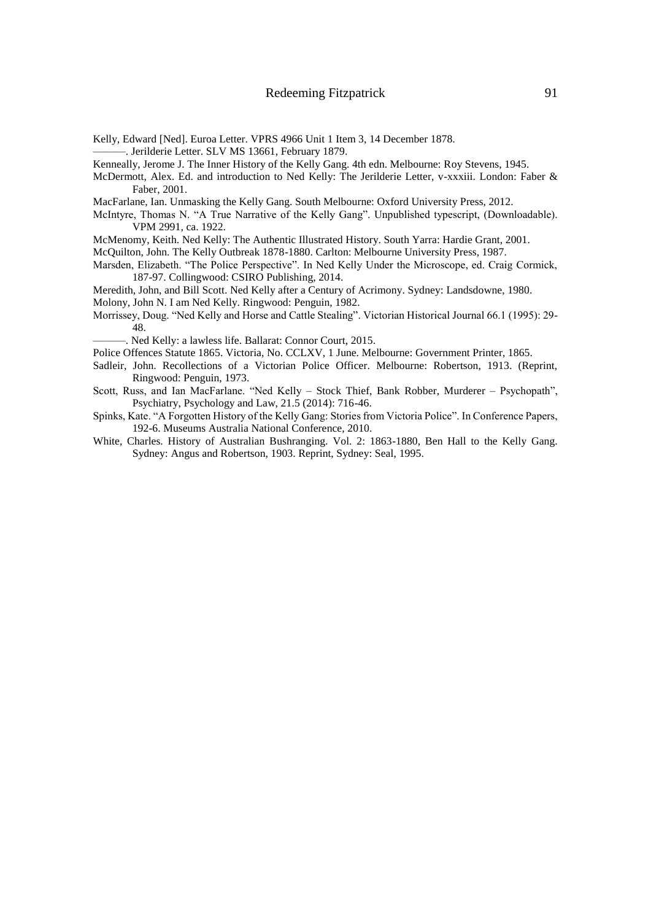Kelly, Edward [Ned]. Euroa Letter. VPRS 4966 Unit 1 Item 3, 14 December 1878.

———. Jerilderie Letter. SLV MS 13661, February 1879.

Kenneally, Jerome J. The Inner History of the Kelly Gang. 4th edn. Melbourne: Roy Stevens, 1945.

McDermott, Alex. Ed. and introduction to Ned Kelly: The Jerilderie Letter, v-xxxiii. London: Faber & Faber, 2001.

MacFarlane, Ian. Unmasking the Kelly Gang. South Melbourne: Oxford University Press, 2012.

McIntyre, Thomas N. "A True Narrative of the Kelly Gang". Unpublished typescript, (Downloadable). VPM 2991, ca. 1922.

McMenomy, Keith. Ned Kelly: The Authentic Illustrated History. South Yarra: Hardie Grant, 2001.

McQuilton, John. The Kelly Outbreak 1878-1880. Carlton: Melbourne University Press, 1987.

Marsden, Elizabeth. "The Police Perspective". In Ned Kelly Under the Microscope, ed. Craig Cormick, 187-97. Collingwood: CSIRO Publishing, 2014.

Meredith, John, and Bill Scott. Ned Kelly after a Century of Acrimony. Sydney: Landsdowne, 1980.

Molony, John N. I am Ned Kelly. Ringwood: Penguin, 1982.

Morrissey, Doug. "Ned Kelly and Horse and Cattle Stealing". Victorian Historical Journal 66.1 (1995): 29-48.

———. Ned Kelly: a lawless life. Ballarat: Connor Court, 2015.

Police Offences Statute 1865. Victoria, No. CCLXV, 1 June. Melbourne: Government Printer, 1865.

Sadleir, John. Recollections of a Victorian Police Officer. Melbourne: Robertson, 1913. (Reprint, Ringwood: Penguin, 1973.

Scott, Russ, and Ian MacFarlane. "Ned Kelly – Stock Thief, Bank Robber, Murderer – Psychopath", Psychiatry, Psychology and Law, 21.5 (2014): 716-46.

Spinks, Kate. "A Forgotten History of the Kelly Gang: Stories from Victoria Police". In Conference Papers, 192-6. Museums Australia National Conference, 2010.

White, Charles. History of Australian Bushranging. Vol. 2: 1863-1880, Ben Hall to the Kelly Gang. Sydney: Angus and Robertson, 1903. Reprint, Sydney: Seal, 1995.